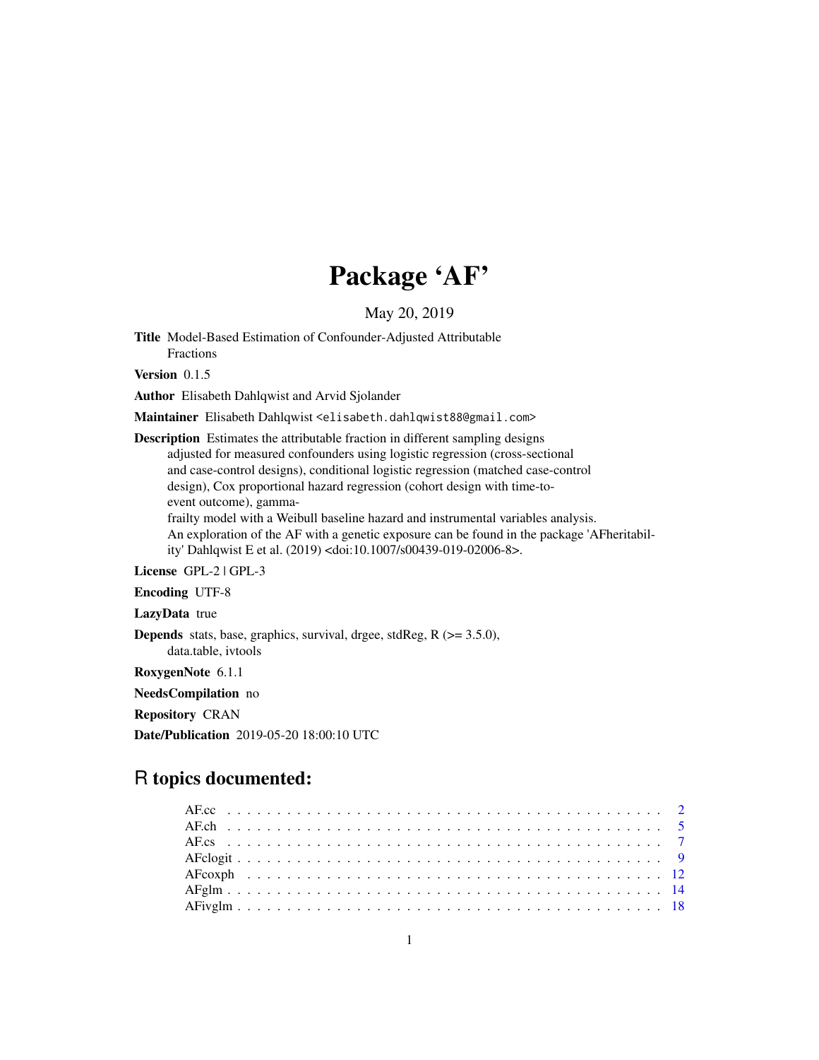# Package 'AF'

May 20, 2019

**Title** Model-Based Estimation of Confounder-Adjusted Attributable Fractions

**Version** 0.1.5

**Author** Elisabeth Dahlqwist and Arvid Sjolander

**Maintainer** Elisabeth Dahlqwist <elisabeth.dahlqwist88@gmail.com>

**Description** Estimates the attributable fraction in different sampling designs adjusted for measured confounders using logistic regression (cross-sectional and case-control designs), conditional logistic regression (matched case-control design), Cox proportional hazard regression (cohort design with time-to-event outcome), gamma-frailty model with a Weibull baseline hazard and instrumental variables analysis. An exploration of the AF with a genetic exposure can be found in the package 'AFheritability' Dahlqwist E et al. (2019) <doi:10.1007/s00439-019-02006-8>.

**License** GPL-2 | GPL-3

**Encoding** UTF-8

**LazyData** true

**Depends** stats, base, graphics, survival, drgee, stdReg, R (>= 3.5.0), data.table, ivtools

**RoxygenNote** 6.1.1

**NeedsCompilation** no

**Repository** CRAN

**Date/Publication** 2019-05-20 18:00:10 UTC

## R topics documented:

| | |
|---|---|
| AF.cc | 2 |
| AF.ch | 5 |
| AF.cs | 7 |
| AFclogit | 9 |
| AFcoxph | 12 |
| AFglm | 14 |
| AFivglm | 18 |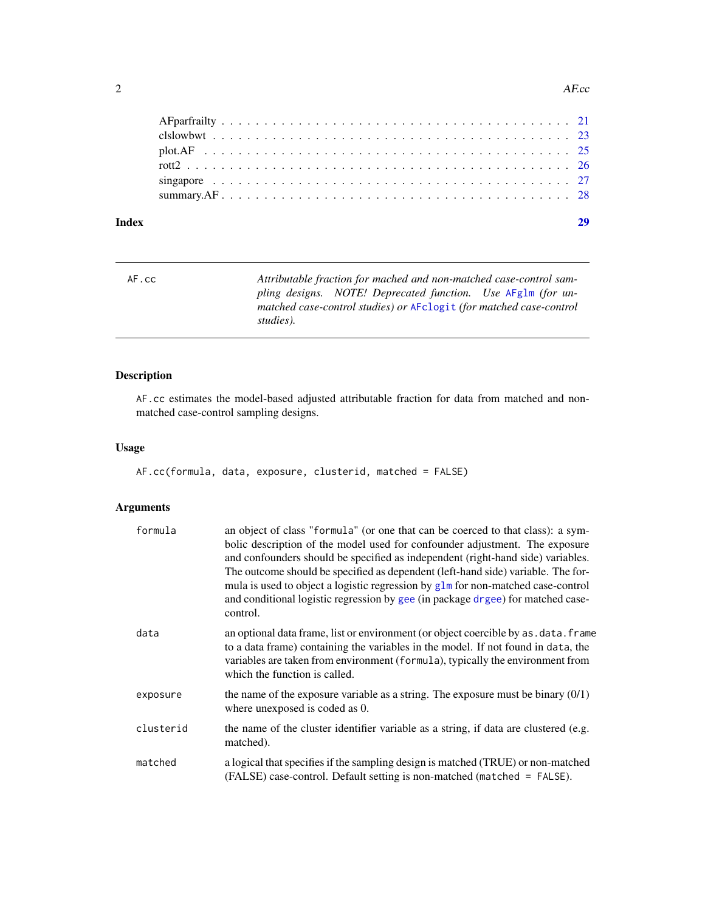AFparfrailty . . . . . . . . . . . . . . . . . . . . . . . . . . . . . . . . . . . . . . . 21
clslowbwt . . . . . . . . . . . . . . . . . . . . . . . . . . . . . . . . . . . . . . . . 23
plot.AF . . . . . . . . . . . . . . . . . . . . . . . . . . . . . . . . . . . . . . . . . 25
rott2 . . . . . . . . . . . . . . . . . . . . . . . . . . . . . . . . . . . . . . . . . . . 26
singapore . . . . . . . . . . . . . . . . . . . . . . . . . . . . . . . . . . . . . . . . 27
summary.AF . . . . . . . . . . . . . . . . . . . . . . . . . . . . . . . . . . . . . . . 28

**Index** **29**

---

`AF.cc` *Attributable fraction for mached and non-matched case-control sampling designs. NOTE! Deprecated function. Use* `AFglm` *(for unmatched case-control studies) or* `AFclogit` *(for matched case-control studies).*

---

## Description

`AF.cc` estimates the model-based adjusted attributable fraction for data from matched and non-matched case-control sampling designs.

## Usage

```
AF.cc(formula, data, exposure, clusterid, matched = FALSE)
```

## Arguments

| | |
|---|---|
| `formula` | an object of class "formula" (or one that can be coerced to that class): a symbolic description of the model used for confounder adjustment. The exposure and confounders should be specified as independent (right-hand side) variables. The outcome should be specified as dependent (left-hand side) variable. The formula is used to object a logistic regression by `glm` for non-matched case-control and conditional logistic regression by `gee` (in package `drgee`) for matched case-control. |
| `data` | an optional data frame, list or environment (or object coercible by `as.data.frame` to a data frame) containing the variables in the model. If not found in `data`, the variables are taken from environment (`formula`), typically the environment from which the function is called. |
| `exposure` | the name of the exposure variable as a string. The exposure must be binary (0/1) where unexposed is coded as 0. |
| `clusterid` | the name of the cluster identifier variable as a string, if data are clustered (e.g. matched). |
| `matched` | a logical that specifies if the sampling design is matched (TRUE) or non-matched (FALSE) case-control. Default setting is non-matched (`matched = FALSE`). |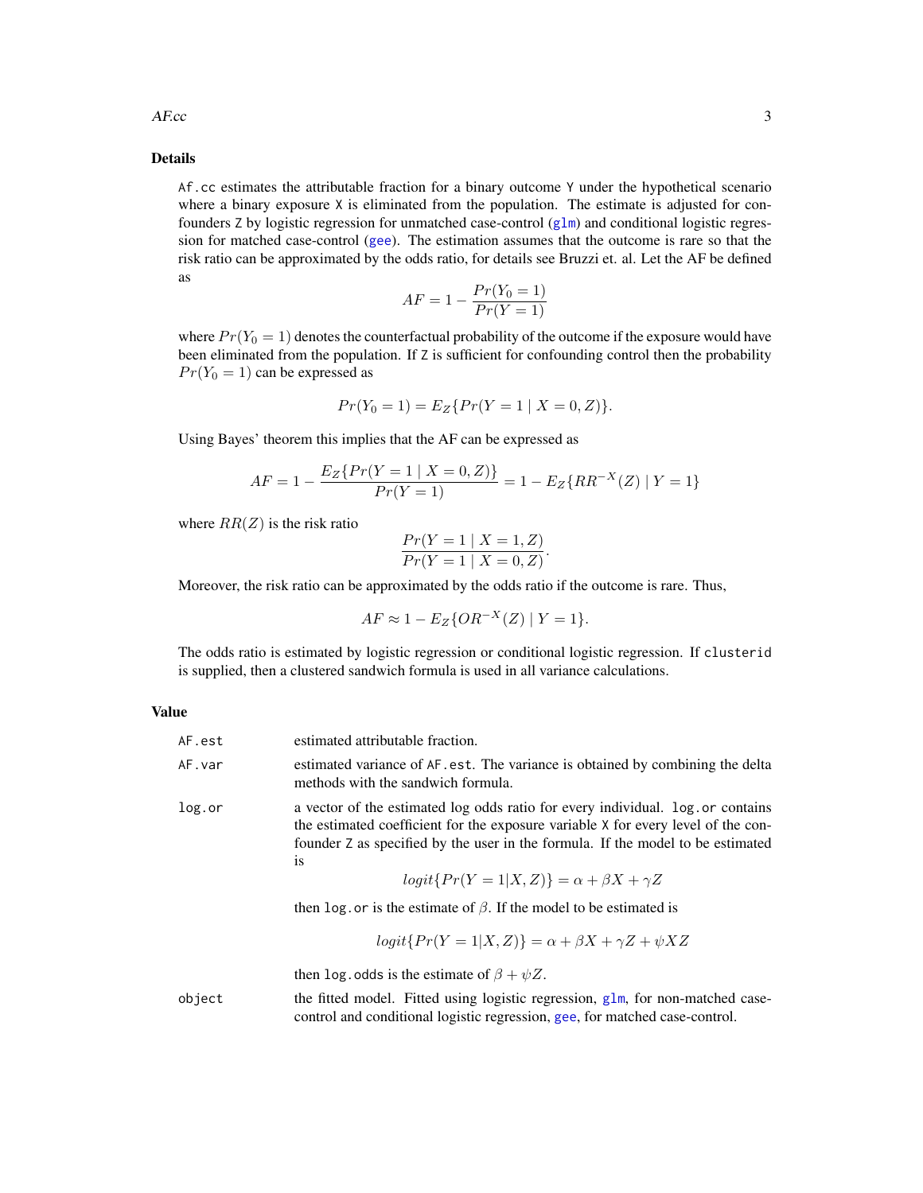## Details

`Af.cc` estimates the attributable fraction for a binary outcome `Y` under the hypothetical scenario where a binary exposure `X` is eliminated from the population. The estimate is adjusted for confounders `Z` by logistic regression for unmatched case-control (glm) and conditional logistic regression for matched case-control (gee). The estimation assumes that the outcome is rare so that the risk ratio can be approximated by the odds ratio, for details see Bruzzi et. al. Let the AF be defined as

$$AF = 1 - \frac{Pr(Y_0 = 1)}{Pr(Y = 1)}$$

where $Pr(Y_0 = 1)$ denotes the counterfactual probability of the outcome if the exposure would have been eliminated from the population. If `Z` is sufficient for confounding control then the probability $Pr(Y_0 = 1)$ can be expressed as

$$Pr(Y_0 = 1) = E_Z\{Pr(Y = 1 \mid X = 0, Z)\}.$$

Using Bayes' theorem this implies that the AF can be expressed as

$$AF = 1 - \frac{E_Z\{Pr(Y = 1 \mid X = 0, Z)\}}{Pr(Y = 1)} = 1 - E_Z\{RR^{-X}(Z) \mid Y = 1\}$$

where $RR(Z)$ is the risk ratio

$$\frac{Pr(Y = 1 \mid X = 1, Z)}{Pr(Y = 1 \mid X = 0, Z)}.$$

Moreover, the risk ratio can be approximated by the odds ratio if the outcome is rare. Thus,

$$AF \approx 1 - E_Z\{OR^{-X}(Z) \mid Y = 1\}.$$

The odds ratio is estimated by logistic regression or conditional logistic regression. If `clusterid` is supplied, then a clustered sandwich formula is used in all variance calculations.

## Value

`AF.est` estimated attributable fraction.

`AF.var` estimated variance of `AF.est`. The variance is obtained by combining the delta methods with the sandwich formula.

`log.or` a vector of the estimated log odds ratio for every individual. `log.or` contains the estimated coefficient for the exposure variable `X` for every level of the confounder `Z` as specified by the user in the formula. If the model to be estimated is

$$logit\{Pr(Y = 1|X, Z)\} = \alpha + \beta X + \gamma Z$$

then `log.or` is the estimate of $\beta$. If the model to be estimated is

$$logit\{Pr(Y = 1|X, Z)\} = \alpha + \beta X + \gamma Z + \psi XZ$$

then `log.odds` is the estimate of $\beta + \psi Z$.

`object` the fitted model. Fitted using logistic regression, glm, for non-matched case-control and conditional logistic regression, gee, for matched case-control.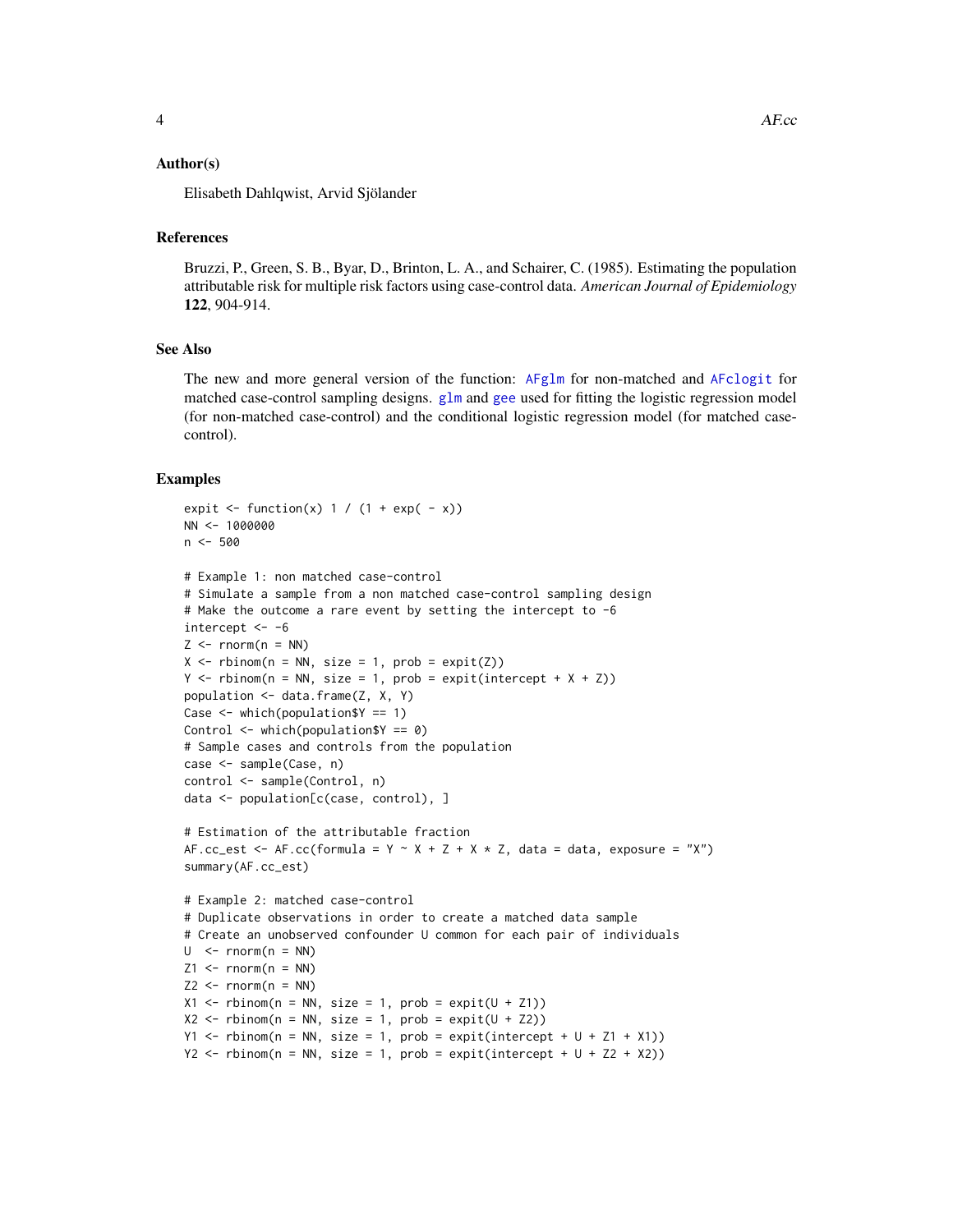### Author(s)

Elisabeth Dahlqwist, Arvid Sjölander

### References

Bruzzi, P., Green, S. B., Byar, D., Brinton, L. A., and Schairer, C. (1985). Estimating the population attributable risk for multiple risk factors using case-control data. *American Journal of Epidemiology* **122**, 904-914.

### See Also

The new and more general version of the function: AFglm for non-matched and AFclogit for matched case-control sampling designs. glm and gee used for fitting the logistic regression model (for non-matched case-control) and the conditional logistic regression model (for matched case-control).

### Examples

```
expit <- function(x) 1 / (1 + exp( - x))
NN <- 1000000
n <- 500

# Example 1: non matched case-control
# Simulate a sample from a non matched case-control sampling design
# Make the outcome a rare event by setting the intercept to -6
intercept <- -6
Z <- rnorm(n = NN)
X <- rbinom(n = NN, size = 1, prob = expit(Z))
Y <- rbinom(n = NN, size = 1, prob = expit(intercept + X + Z))
population <- data.frame(Z, X, Y)
Case <- which(population$Y == 1)
Control <- which(population$Y == 0)
# Sample cases and controls from the population
case <- sample(Case, n)
control <- sample(Control, n)
data <- population[c(case, control), ]

# Estimation of the attributable fraction
AF.cc_est <- AF.cc(formula = Y ~ X + Z + X * Z, data = data, exposure = "X")
summary(AF.cc_est)

# Example 2: matched case-control
# Duplicate observations in order to create a matched data sample
# Create an unobserved confounder U common for each pair of individuals
U  <- rnorm(n = NN)
Z1 <- rnorm(n = NN)
Z2 <- rnorm(n = NN)
X1 <- rbinom(n = NN, size = 1, prob = expit(U + Z1))
X2 <- rbinom(n = NN, size = 1, prob = expit(U + Z2))
Y1 <- rbinom(n = NN, size = 1, prob = expit(intercept + U + Z1 + X1))
Y2 <- rbinom(n = NN, size = 1, prob = expit(intercept + U + Z2 + X2))
```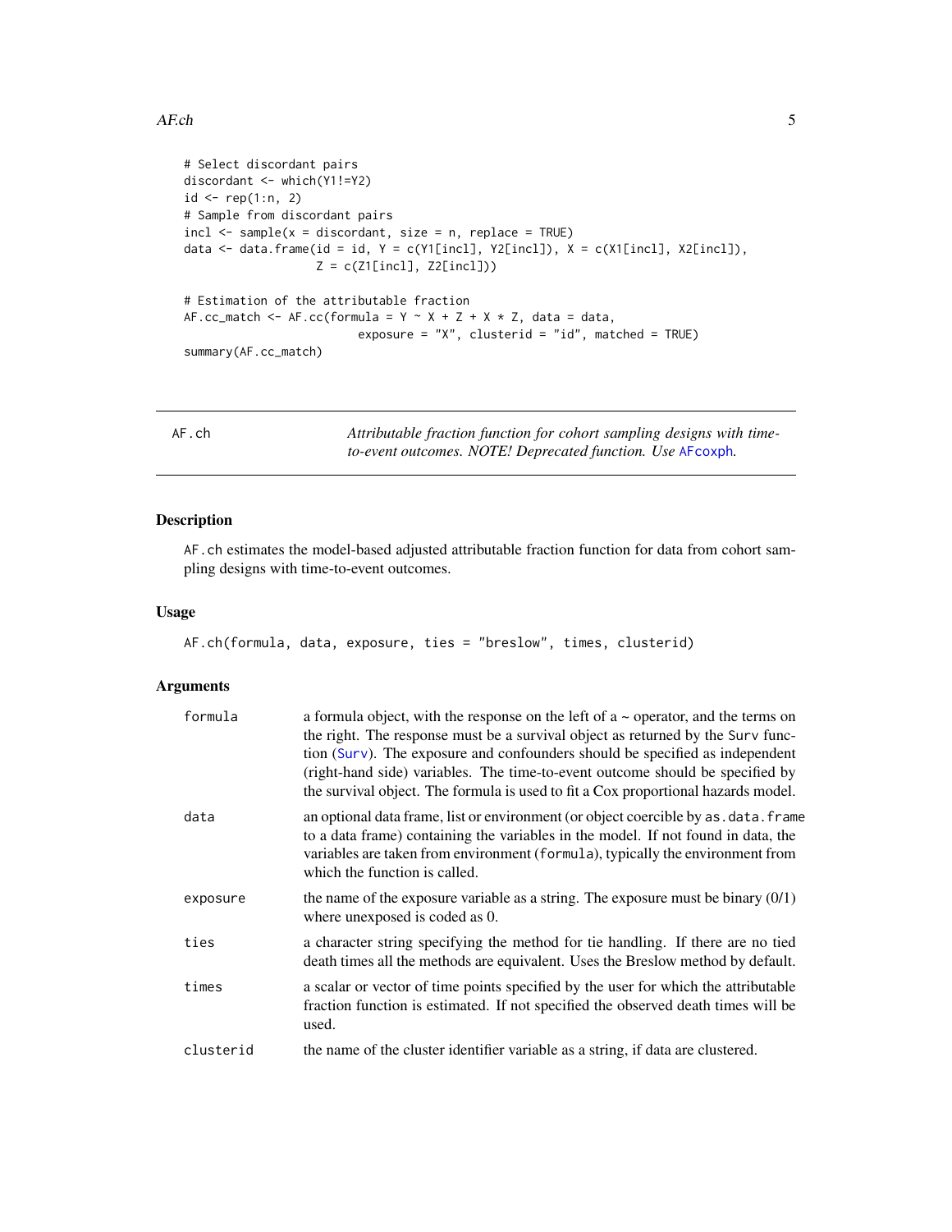```
# Select discordant pairs
discordant <- which(Y1!=Y2)
id <- rep(1:n, 2)
# Sample from discordant pairs
incl <- sample(x = discordant, size = n, replace = TRUE)
data <- data.frame(id = id, Y = c(Y1[incl], Y2[incl]), X = c(X1[incl], X2[incl]),
                   Z = c(Z1[incl], Z2[incl]))

# Estimation of the attributable fraction
AF.cc_match <- AF.cc(formula = Y ~ X + Z + X * Z, data = data,
                         exposure = "X", clusterid = "id", matched = TRUE)
summary(AF.cc_match)
```

---

## AF.ch — *Attributable fraction function for cohort sampling designs with time-to-event outcomes. NOTE! Deprecated function. Use* AFcoxph*.*

### Description

AF.ch estimates the model-based adjusted attributable fraction function for data from cohort sampling designs with time-to-event outcomes.

### Usage

```
AF.ch(formula, data, exposure, ties = "breslow", times, clusterid)
```

### Arguments

| | |
|---|---|
| formula | a formula object, with the response on the left of a ~ operator, and the terms on the right. The response must be a survival object as returned by the Surv function (Surv). The exposure and confounders should be specified as independent (right-hand side) variables. The time-to-event outcome should be specified by the survival object. The formula is used to fit a Cox proportional hazards model. |
| data | an optional data frame, list or environment (or object coercible by as.data.frame to a data frame) containing the variables in the model. If not found in data, the variables are taken from environment (formula), typically the environment from which the function is called. |
| exposure | the name of the exposure variable as a string. The exposure must be binary (0/1) where unexposed is coded as 0. |
| ties | a character string specifying the method for tie handling. If there are no tied death times all the methods are equivalent. Uses the Breslow method by default. |
| times | a scalar or vector of time points specified by the user for which the attributable fraction function is estimated. If not specified the observed death times will be used. |
| clusterid | the name of the cluster identifier variable as a string, if data are clustered. |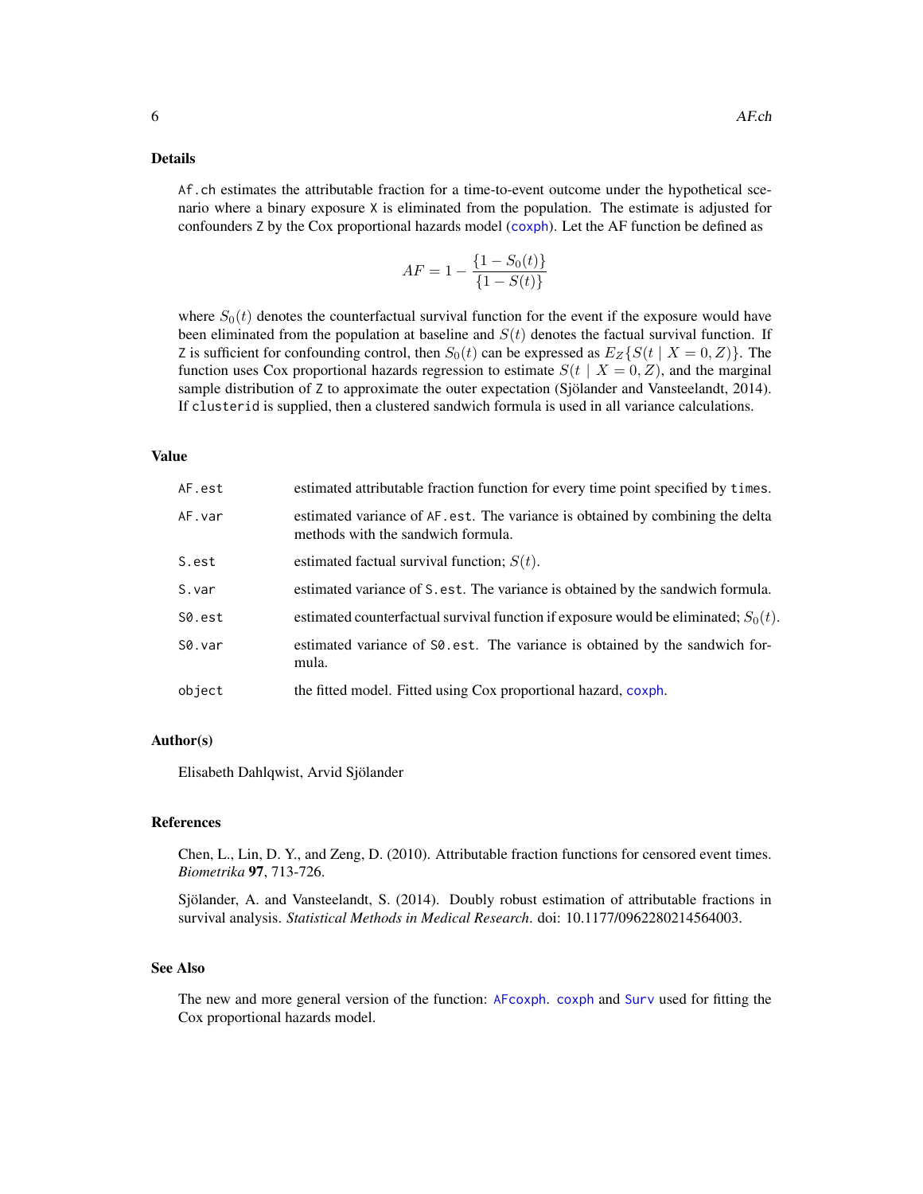## Details

`Af.ch` estimates the attributable fraction for a time-to-event outcome under the hypothetical scenario where a binary exposure `X` is eliminated from the population. The estimate is adjusted for confounders `Z` by the Cox proportional hazards model (`coxph`). Let the AF function be defined as

$$AF = 1 - \frac{\{1 - S_0(t)\}}{\{1 - S(t)\}}$$

where $S_0(t)$ denotes the counterfactual survival function for the event if the exposure would have been eliminated from the population at baseline and $S(t)$ denotes the factual survival function. If `Z` is sufficient for confounding control, then $S_0(t)$ can be expressed as $E_Z\{S(t \mid X = 0, Z)\}$. The function uses Cox proportional hazards regression to estimate $S(t \mid X = 0, Z)$, and the marginal sample distribution of `Z` to approximate the outer expectation (Sjölander and Vansteelandt, 2014). If `clusterid` is supplied, then a clustered sandwich formula is used in all variance calculations.

## Value

| | |
|---|---|
| `AF.est` | estimated attributable fraction function for every time point specified by `times`. |
| `AF.var` | estimated variance of `AF.est`. The variance is obtained by combining the delta methods with the sandwich formula. |
| `S.est` | estimated factual survival function; $S(t)$. |
| `S.var` | estimated variance of `S.est`. The variance is obtained by the sandwich formula. |
| `S0.est` | estimated counterfactual survival function if exposure would be eliminated; $S_0(t)$. |
| `S0.var` | estimated variance of `S0.est`. The variance is obtained by the sandwich formula. |
| `object` | the fitted model. Fitted using Cox proportional hazard, `coxph`. |

## Author(s)

Elisabeth Dahlqwist, Arvid Sjölander

## References

Chen, L., Lin, D. Y., and Zeng, D. (2010). Attributable fraction functions for censored event times. *Biometrika* **97**, 713-726.

Sjölander, A. and Vansteelandt, S. (2014). Doubly robust estimation of attributable fractions in survival analysis. *Statistical Methods in Medical Research*. doi: 10.1177/0962280214564003.

## See Also

The new and more general version of the function: `AFcoxph`. `coxph` and `Surv` used for fitting the Cox proportional hazards model.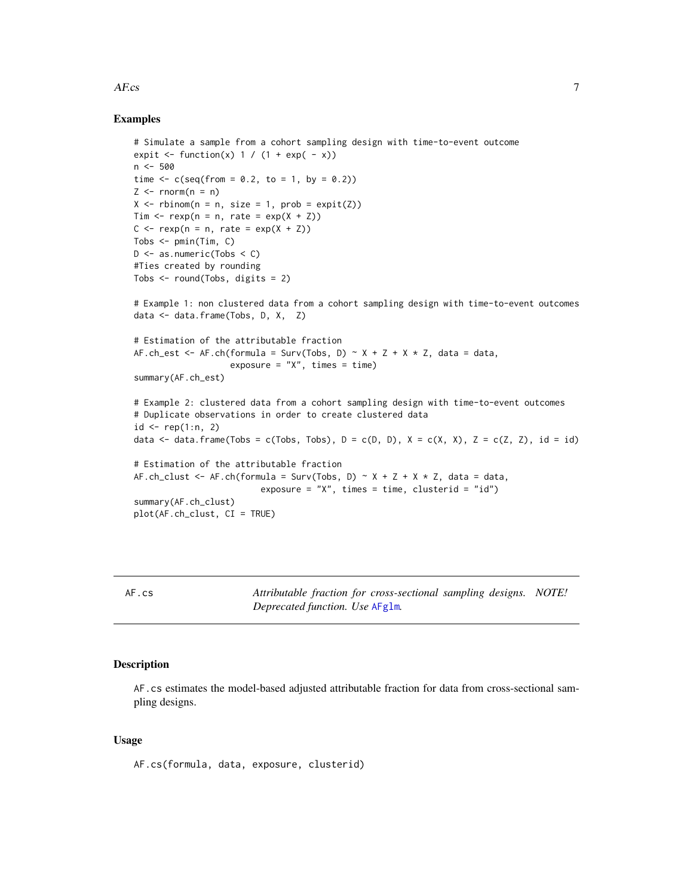### Examples

```
# Simulate a sample from a cohort sampling design with time-to-event outcome
expit <- function(x) 1 / (1 + exp( - x))
n <- 500
time <- c(seq(from = 0.2, to = 1, by = 0.2))
Z <- rnorm(n = n)
X <- rbinom(n = n, size = 1, prob = expit(Z))
Tim <- rexp(n = n, rate = exp(X + Z))
C <- rexp(n = n, rate = exp(X + Z))
Tobs <- pmin(Tim, C)
D <- as.numeric(Tobs < C)
#Ties created by rounding
Tobs <- round(Tobs, digits = 2)

# Example 1: non clustered data from a cohort sampling design with time-to-event outcomes
data <- data.frame(Tobs, D, X,  Z)

# Estimation of the attributable fraction
AF.ch_est <- AF.ch(formula = Surv(Tobs, D) ~ X + Z + X * Z, data = data,
                   exposure = "X", times = time)
summary(AF.ch_est)

# Example 2: clustered data from a cohort sampling design with time-to-event outcomes
# Duplicate observations in order to create clustered data
id <- rep(1:n, 2)
data <- data.frame(Tobs = c(Tobs, Tobs), D = c(D, D), X = c(X, X), Z = c(Z, Z), id = id)

# Estimation of the attributable fraction
AF.ch_clust <- AF.ch(formula = Surv(Tobs, D) ~ X + Z + X * Z, data = data,
                         exposure = "X", times = time, clusterid = "id")
summary(AF.ch_clust)
plot(AF.ch_clust, CI = TRUE)
```

---

## AF.cs — *Attributable fraction for cross-sectional sampling designs. NOTE! Deprecated function. Use AFglm.*

---

### Description

`AF.cs` estimates the model-based adjusted attributable fraction for data from cross-sectional sampling designs.

### Usage

```
AF.cs(formula, data, exposure, clusterid)
```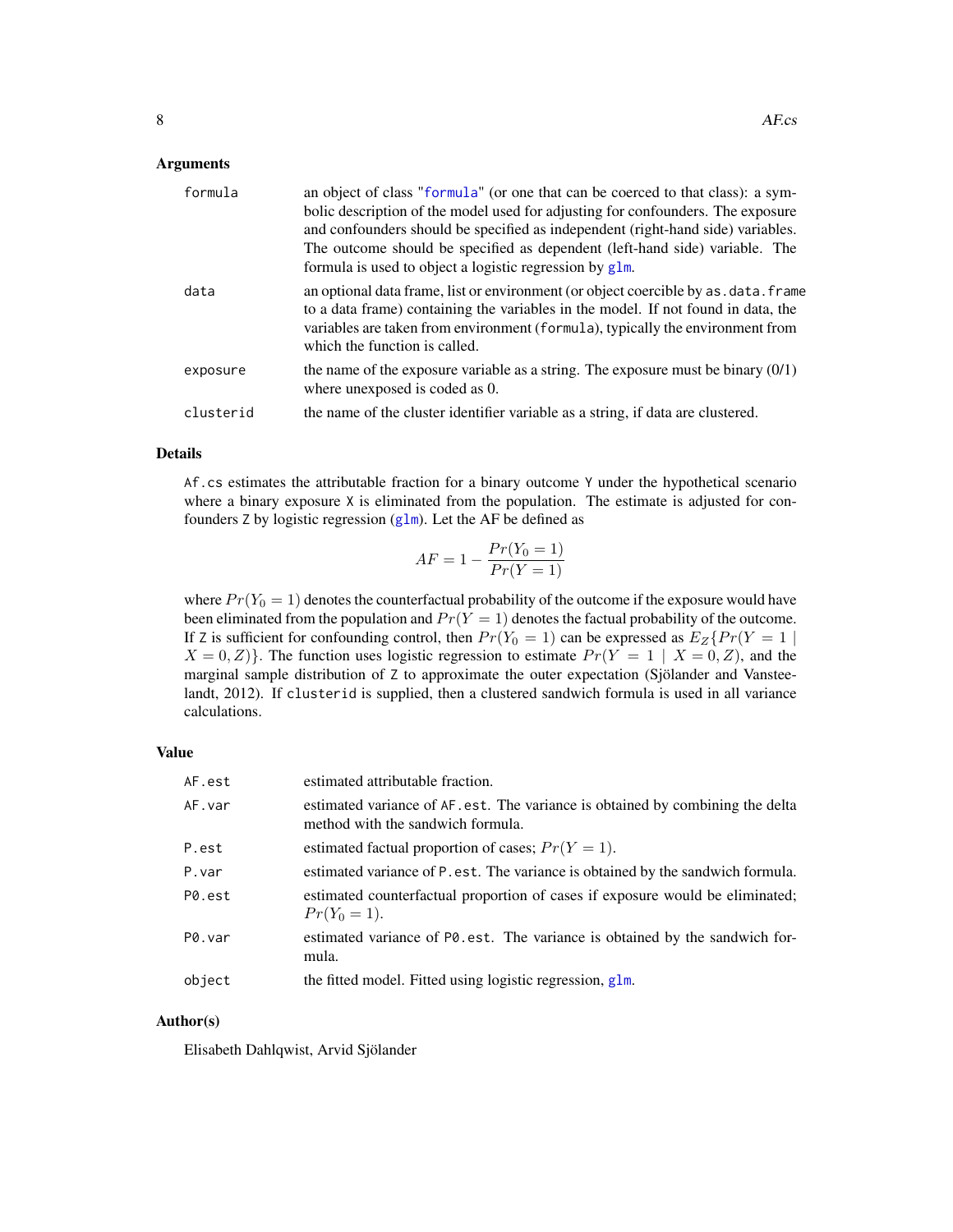### Arguments

| | |
|---|---|
| `formula` | an object of class "`formula`" (or one that can be coerced to that class): a symbolic description of the model used for adjusting for confounders. The exposure and confounders should be specified as independent (right-hand side) variables. The outcome should be specified as dependent (left-hand side) variable. The formula is used to object a logistic regression by `glm`. |
| `data` | an optional data frame, list or environment (or object coercible by `as.data.frame` to a data frame) containing the variables in the model. If not found in data, the variables are taken from environment (`formula`), typically the environment from which the function is called. |
| `exposure` | the name of the exposure variable as a string. The exposure must be binary (0/1) where unexposed is coded as 0. |
| `clusterid` | the name of the cluster identifier variable as a string, if data are clustered. |

### Details

`Af.cs` estimates the attributable fraction for a binary outcome `Y` under the hypothetical scenario where a binary exposure `X` is eliminated from the population. The estimate is adjusted for confounders `Z` by logistic regression (`glm`). Let the AF be defined as

$$AF = 1 - \frac{Pr(Y_0 = 1)}{Pr(Y = 1)}$$

where $Pr(Y_0 = 1)$ denotes the counterfactual probability of the outcome if the exposure would have been eliminated from the population and $Pr(Y = 1)$ denotes the factual probability of the outcome. If `Z` is sufficient for confounding control, then $Pr(Y_0 = 1)$ can be expressed as $E_Z\{Pr(Y = 1 \mid X = 0, Z)\}$. The function uses logistic regression to estimate $Pr(Y = 1 \mid X = 0, Z)$, and the marginal sample distribution of `Z` to approximate the outer expectation (Sjölander and Vansteelandt, 2012). If `clusterid` is supplied, then a clustered sandwich formula is used in all variance calculations.

### Value

| | |
|---|---|
| `AF.est` | estimated attributable fraction. |
| `AF.var` | estimated variance of `AF.est`. The variance is obtained by combining the delta method with the sandwich formula. |
| `P.est` | estimated factual proportion of cases; $Pr(Y = 1)$. |
| `P.var` | estimated variance of `P.est`. The variance is obtained by the sandwich formula. |
| `P0.est` | estimated counterfactual proportion of cases if exposure would be eliminated; $Pr(Y_0 = 1)$. |
| `P0.var` | estimated variance of `P0.est`. The variance is obtained by the sandwich formula. |
| `object` | the fitted model. Fitted using logistic regression, `glm`. |

### Author(s)

Elisabeth Dahlqwist, Arvid Sjölander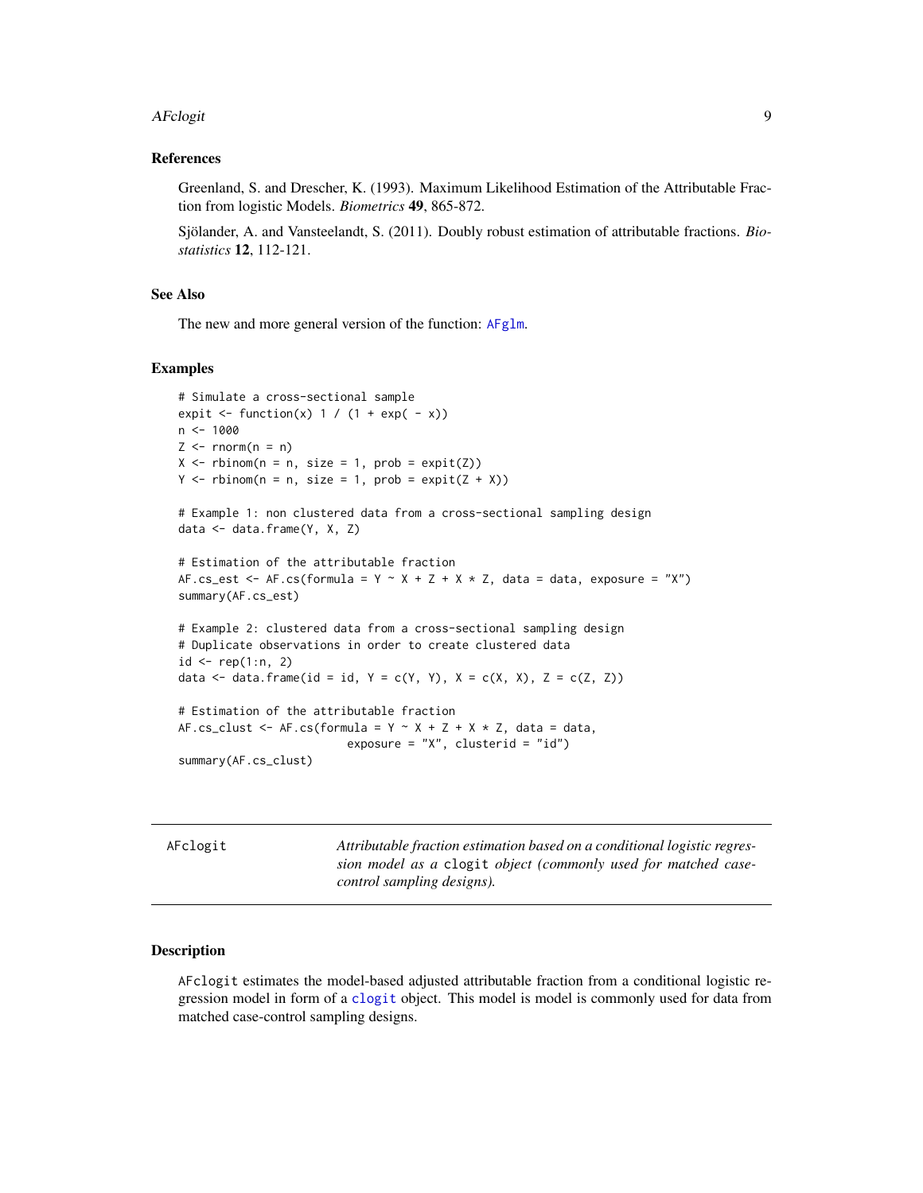### References

Greenland, S. and Drescher, K. (1993). Maximum Likelihood Estimation of the Attributable Fraction from logistic Models. *Biometrics* **49**, 865-872.

Sjölander, A. and Vansteelandt, S. (2011). Doubly robust estimation of attributable fractions. *Biostatistics* **12**, 112-121.

### See Also

The new and more general version of the function: AFglm.

### Examples

```
# Simulate a cross-sectional sample
expit <- function(x) 1 / (1 + exp( - x))
n <- 1000
Z <- rnorm(n = n)
X <- rbinom(n = n, size = 1, prob = expit(Z))
Y <- rbinom(n = n, size = 1, prob = expit(Z + X))

# Example 1: non clustered data from a cross-sectional sampling design
data <- data.frame(Y, X, Z)

# Estimation of the attributable fraction
AF.cs_est <- AF.cs(formula = Y ~ X + Z + X * Z, data = data, exposure = "X")
summary(AF.cs_est)

# Example 2: clustered data from a cross-sectional sampling design
# Duplicate observations in order to create clustered data
id <- rep(1:n, 2)
data <- data.frame(id = id, Y = c(Y, Y), X = c(X, X), Z = c(Z, Z))

# Estimation of the attributable fraction
AF.cs_clust <- AF.cs(formula = Y ~ X + Z + X * Z, data = data,
                          exposure = "X", clusterid = "id")
summary(AF.cs_clust)
```

## AFclogit — *Attributable fraction estimation based on a conditional logistic regression model as a* clogit *object (commonly used for matched case-control sampling designs).*

### Description

AFclogit estimates the model-based adjusted attributable fraction from a conditional logistic regression model in form of a clogit object. This model is model is commonly used for data from matched case-control sampling designs.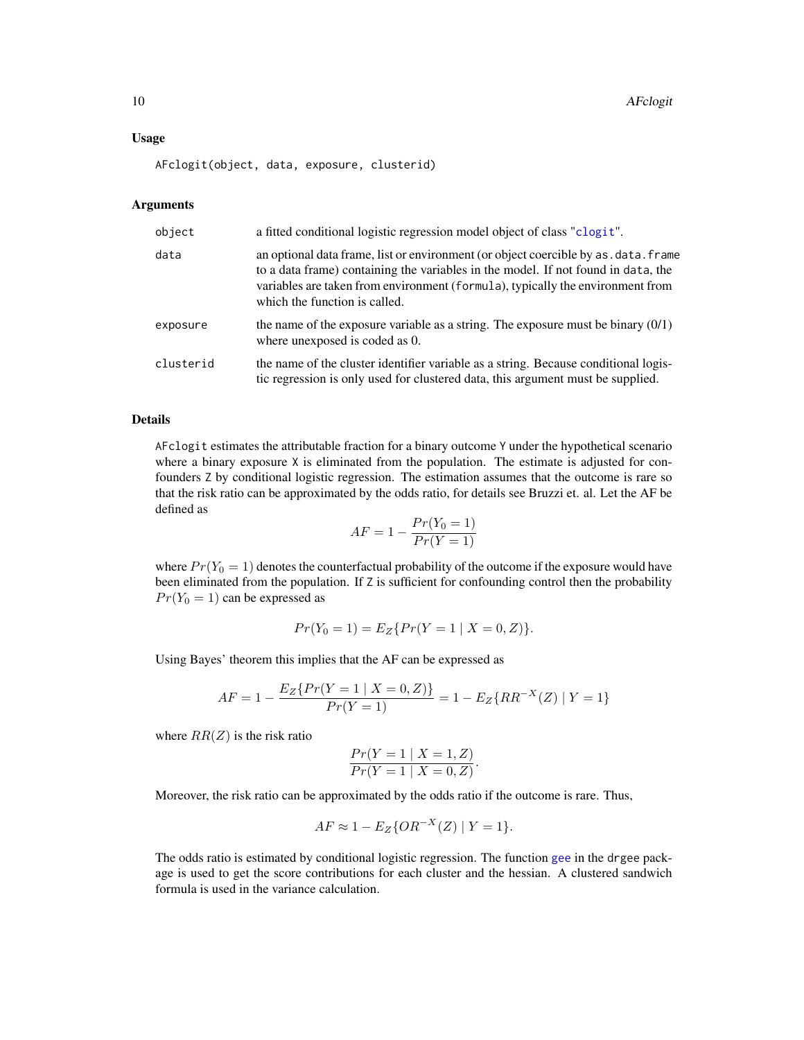### Usage

```
AFclogit(object, data, exposure, clusterid)
```

### Arguments

| | |
|---|---|
| object | a fitted conditional logistic regression model object of class "clogit". |
| data | an optional data frame, list or environment (or object coercible by as.data.frame to a data frame) containing the variables in the model. If not found in data, the variables are taken from environment (formula), typically the environment from which the function is called. |
| exposure | the name of the exposure variable as a string. The exposure must be binary (0/1) where unexposed is coded as 0. |
| clusterid | the name of the cluster identifier variable as a string. Because conditional logistic regression is only used for clustered data, this argument must be supplied. |

### Details

AFclogit estimates the attributable fraction for a binary outcome Y under the hypothetical scenario where a binary exposure X is eliminated from the population. The estimate is adjusted for confounders Z by conditional logistic regression. The estimation assumes that the outcome is rare so that the risk ratio can be approximated by the odds ratio, for details see Bruzzi et. al. Let the AF be defined as

$$AF = 1 - \frac{Pr(Y_0 = 1)}{Pr(Y = 1)}$$

where $Pr(Y_0 = 1)$ denotes the counterfactual probability of the outcome if the exposure would have been eliminated from the population. If Z is sufficient for confounding control then the probability $Pr(Y_0 = 1)$ can be expressed as

$$Pr(Y_0 = 1) = E_Z\{Pr(Y = 1 \mid X = 0, Z)\}.$$

Using Bayes' theorem this implies that the AF can be expressed as

$$AF = 1 - \frac{E_Z\{Pr(Y = 1 \mid X = 0, Z)\}}{Pr(Y = 1)} = 1 - E_Z\{RR^{-X}(Z) \mid Y = 1\}$$

where $RR(Z)$ is the risk ratio

$$\frac{Pr(Y = 1 \mid X = 1, Z)}{Pr(Y = 1 \mid X = 0, Z)}.$$

Moreover, the risk ratio can be approximated by the odds ratio if the outcome is rare. Thus,

$$AF \approx 1 - E_Z\{OR^{-X}(Z) \mid Y = 1\}.$$

The odds ratio is estimated by conditional logistic regression. The function gee in the drgee package is used to get the score contributions for each cluster and the hessian. A clustered sandwich formula is used in the variance calculation.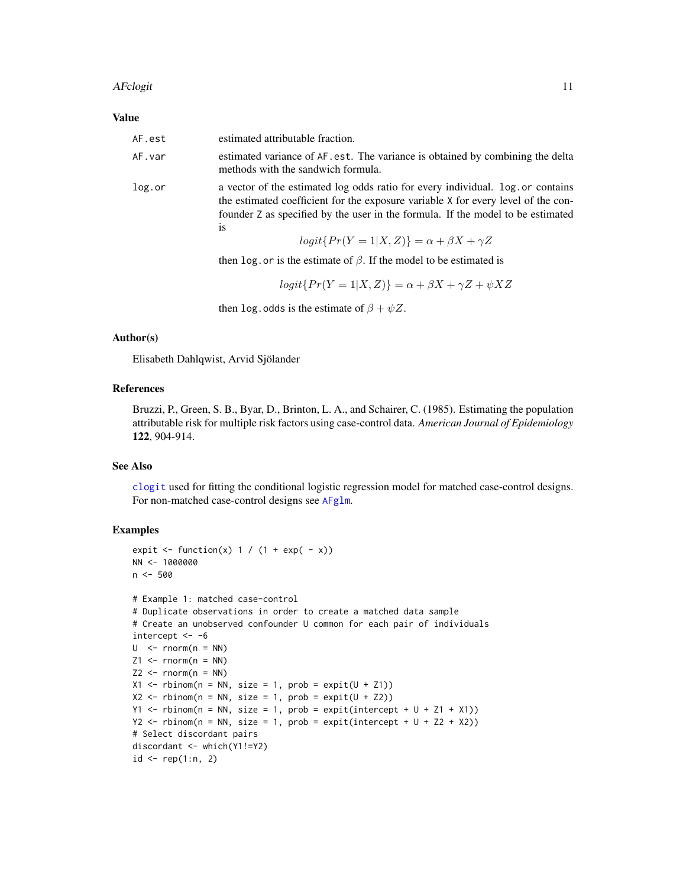### Value

**AF.est** estimated attributable fraction.

**AF.var** estimated variance of AF.est. The variance is obtained by combining the delta methods with the sandwich formula.

**log.or** a vector of the estimated log odds ratio for every individual. log.or contains the estimated coefficient for the exposure variable X for every level of the confounder Z as specified by the user in the formula. If the model to be estimated is

$$logit\{Pr(Y = 1|X, Z)\} = \alpha + \beta X + \gamma Z$$

then log.or is the estimate of $\beta$. If the model to be estimated is

$$logit\{Pr(Y = 1|X, Z)\} = \alpha + \beta X + \gamma Z + \psi XZ$$

then log.odds is the estimate of $\beta + \psi Z$.

### Author(s)

Elisabeth Dahlqwist, Arvid Sjölander

### References

Bruzzi, P., Green, S. B., Byar, D., Brinton, L. A., and Schairer, C. (1985). Estimating the population attributable risk for multiple risk factors using case-control data. *American Journal of Epidemiology* **122**, 904-914.

### See Also

clogit used for fitting the conditional logistic regression model for matched case-control designs. For non-matched case-control designs see AFglm.

### Examples

```
expit <- function(x) 1 / (1 + exp( - x))
NN <- 1000000
n <- 500

# Example 1: matched case-control
# Duplicate observations in order to create a matched data sample
# Create an unobserved confounder U common for each pair of individuals
intercept <- -6
U  <- rnorm(n = NN)
Z1 <- rnorm(n = NN)
Z2 <- rnorm(n = NN)
X1 <- rbinom(n = NN, size = 1, prob = expit(U + Z1))
X2 <- rbinom(n = NN, size = 1, prob = expit(U + Z2))
Y1 <- rbinom(n = NN, size = 1, prob = expit(intercept + U + Z1 + X1))
Y2 <- rbinom(n = NN, size = 1, prob = expit(intercept + U + Z2 + X2))
# Select discordant pairs
discordant <- which(Y1!=Y2)
id <- rep(1:n, 2)
```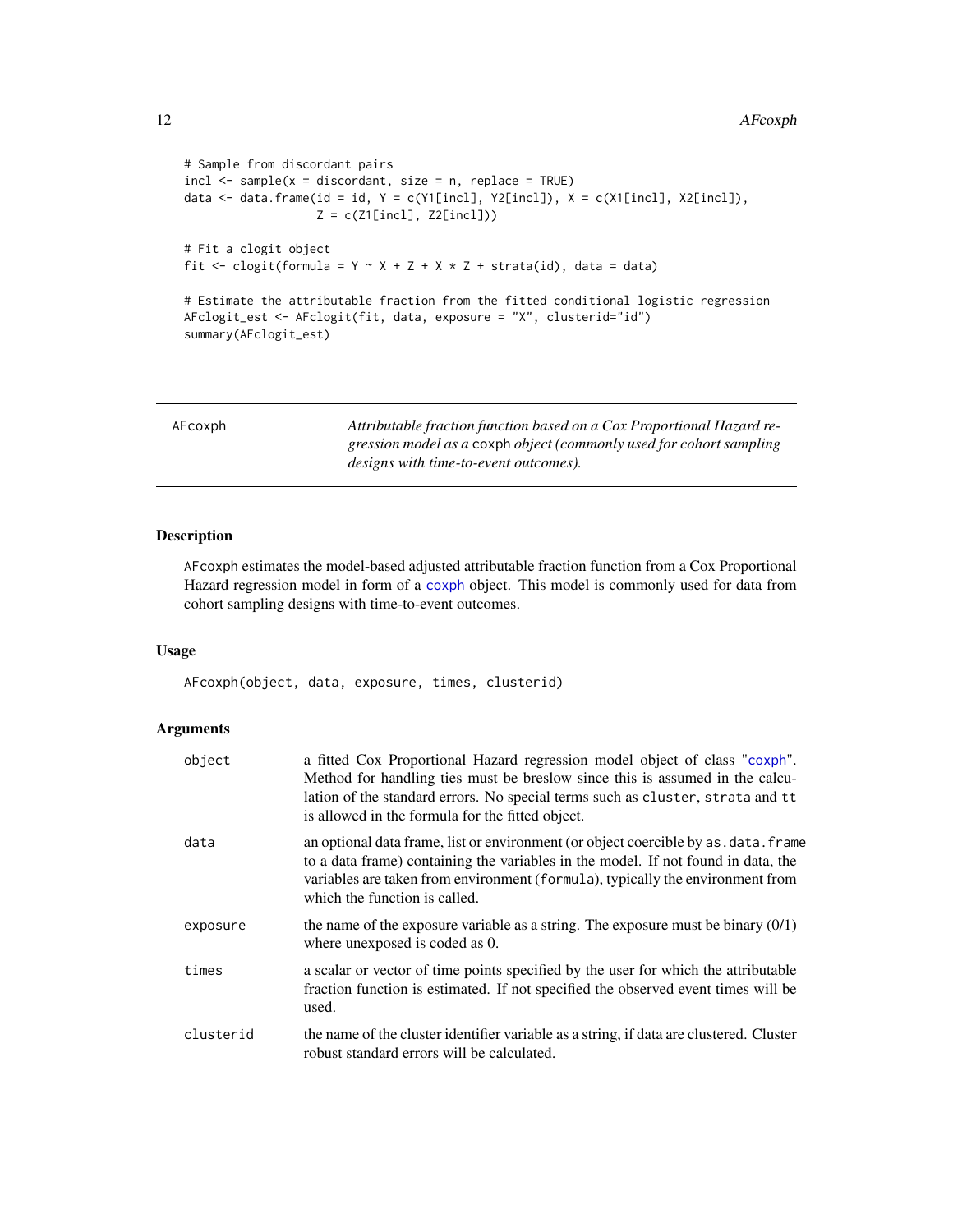```
# Sample from discordant pairs
incl <- sample(x = discordant, size = n, replace = TRUE)
data <- data.frame(id = id, Y = c(Y1[incl], Y2[incl]), X = c(X1[incl], X2[incl]),
                   Z = c(Z1[incl], Z2[incl]))

# Fit a clogit object
fit <- clogit(formula = Y ~ X + Z + X * Z + strata(id), data = data)

# Estimate the attributable fraction from the fitted conditional logistic regression
AFclogit_est <- AFclogit(fit, data, exposure = "X", clusterid="id")
summary(AFclogit_est)
```

---

## AFcoxph

*Attributable fraction function based on a Cox Proportional Hazard regression model as a* coxph *object (commonly used for cohort sampling designs with time-to-event outcomes).*

---

### Description

AFcoxph estimates the model-based adjusted attributable fraction function from a Cox Proportional Hazard regression model in form of a coxph object. This model is commonly used for data from cohort sampling designs with time-to-event outcomes.

### Usage

```
AFcoxph(object, data, exposure, times, clusterid)
```

### Arguments

| | |
|---|---|
| object | a fitted Cox Proportional Hazard regression model object of class "coxph". Method for handling ties must be breslow since this is assumed in the calculation of the standard errors. No special terms such as cluster, strata and tt is allowed in the formula for the fitted object. |
| data | an optional data frame, list or environment (or object coercible by as.data.frame to a data frame) containing the variables in the model. If not found in data, the variables are taken from environment (formula), typically the environment from which the function is called. |
| exposure | the name of the exposure variable as a string. The exposure must be binary (0/1) where unexposed is coded as 0. |
| times | a scalar or vector of time points specified by the user for which the attributable fraction function is estimated. If not specified the observed event times will be used. |
| clusterid | the name of the cluster identifier variable as a string, if data are clustered. Cluster robust standard errors will be calculated. |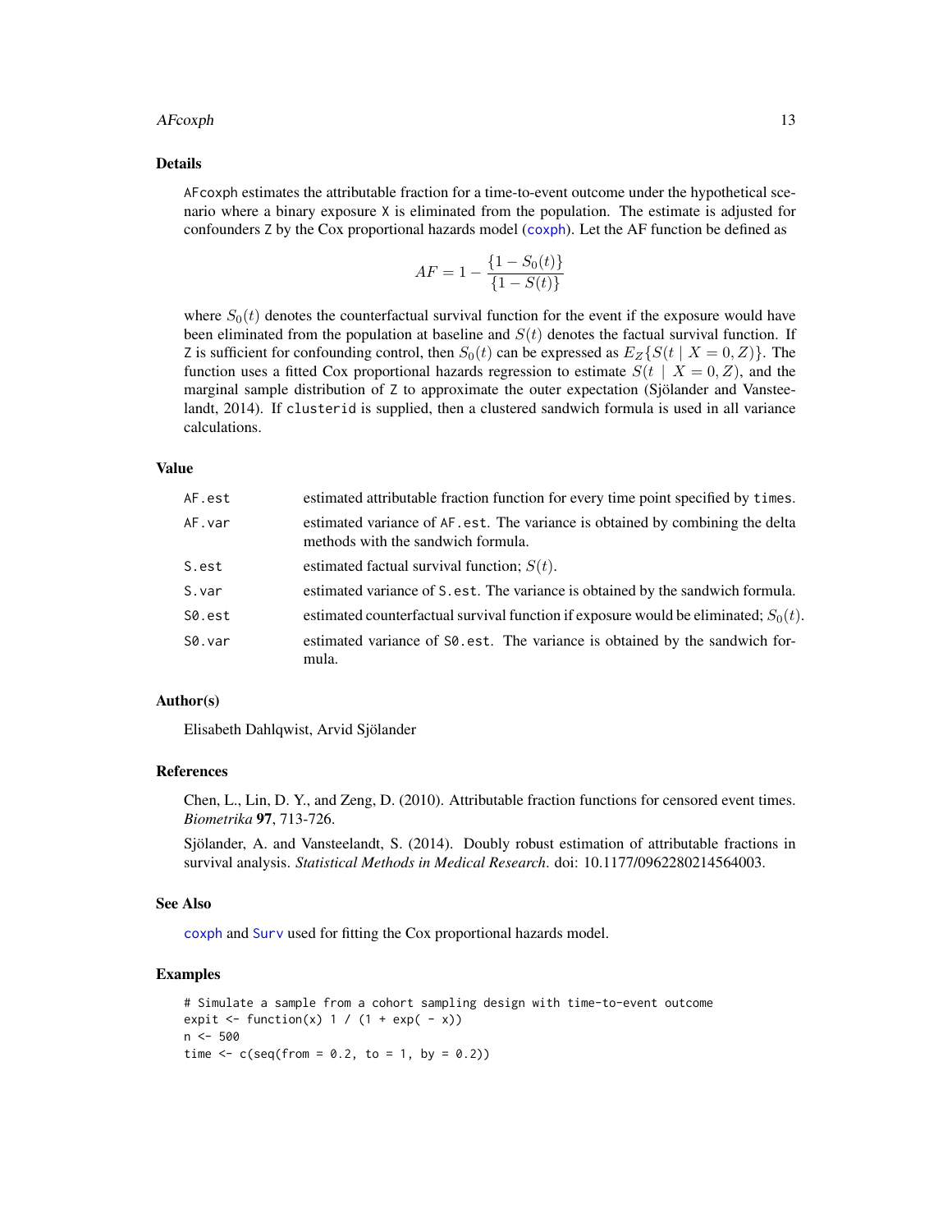### Details

AFcoxph estimates the attributable fraction for a time-to-event outcome under the hypothetical scenario where a binary exposure X is eliminated from the population. The estimate is adjusted for confounders Z by the Cox proportional hazards model (coxph). Let the AF function be defined as

$$AF = 1 - \frac{\{1 - S_0(t)\}}{\{1 - S(t)\}}$$

where $S_0(t)$ denotes the counterfactual survival function for the event if the exposure would have been eliminated from the population at baseline and $S(t)$ denotes the factual survival function. If Z is sufficient for confounding control, then $S_0(t)$ can be expressed as $E_Z\{S(t \mid X = 0, Z)\}$. The function uses a fitted Cox proportional hazards regression to estimate $S(t \mid X = 0, Z)$, and the marginal sample distribution of Z to approximate the outer expectation (Sjölander and Vansteelandt, 2014). If clusterid is supplied, then a clustered sandwich formula is used in all variance calculations.

### Value

| | |
|---|---|
| AF.est | estimated attributable fraction function for every time point specified by times. |
| AF.var | estimated variance of AF.est. The variance is obtained by combining the delta methods with the sandwich formula. |
| S.est | estimated factual survival function; $S(t)$. |
| S.var | estimated variance of S.est. The variance is obtained by the sandwich formula. |
| S0.est | estimated counterfactual survival function if exposure would be eliminated; $S_0(t)$. |
| S0.var | estimated variance of S0.est. The variance is obtained by the sandwich formula. |

### Author(s)

Elisabeth Dahlqwist, Arvid Sjölander

### References

Chen, L., Lin, D. Y., and Zeng, D. (2010). Attributable fraction functions for censored event times. *Biometrika* **97**, 713-726.

Sjölander, A. and Vansteelandt, S. (2014). Doubly robust estimation of attributable fractions in survival analysis. *Statistical Methods in Medical Research*. doi: 10.1177/0962280214564003.

### See Also

coxph and Surv used for fitting the Cox proportional hazards model.

### Examples

```
# Simulate a sample from a cohort sampling design with time-to-event outcome
expit <- function(x) 1 / (1 + exp( - x))
n <- 500
time <- c(seq(from = 0.2, to = 1, by = 0.2))
```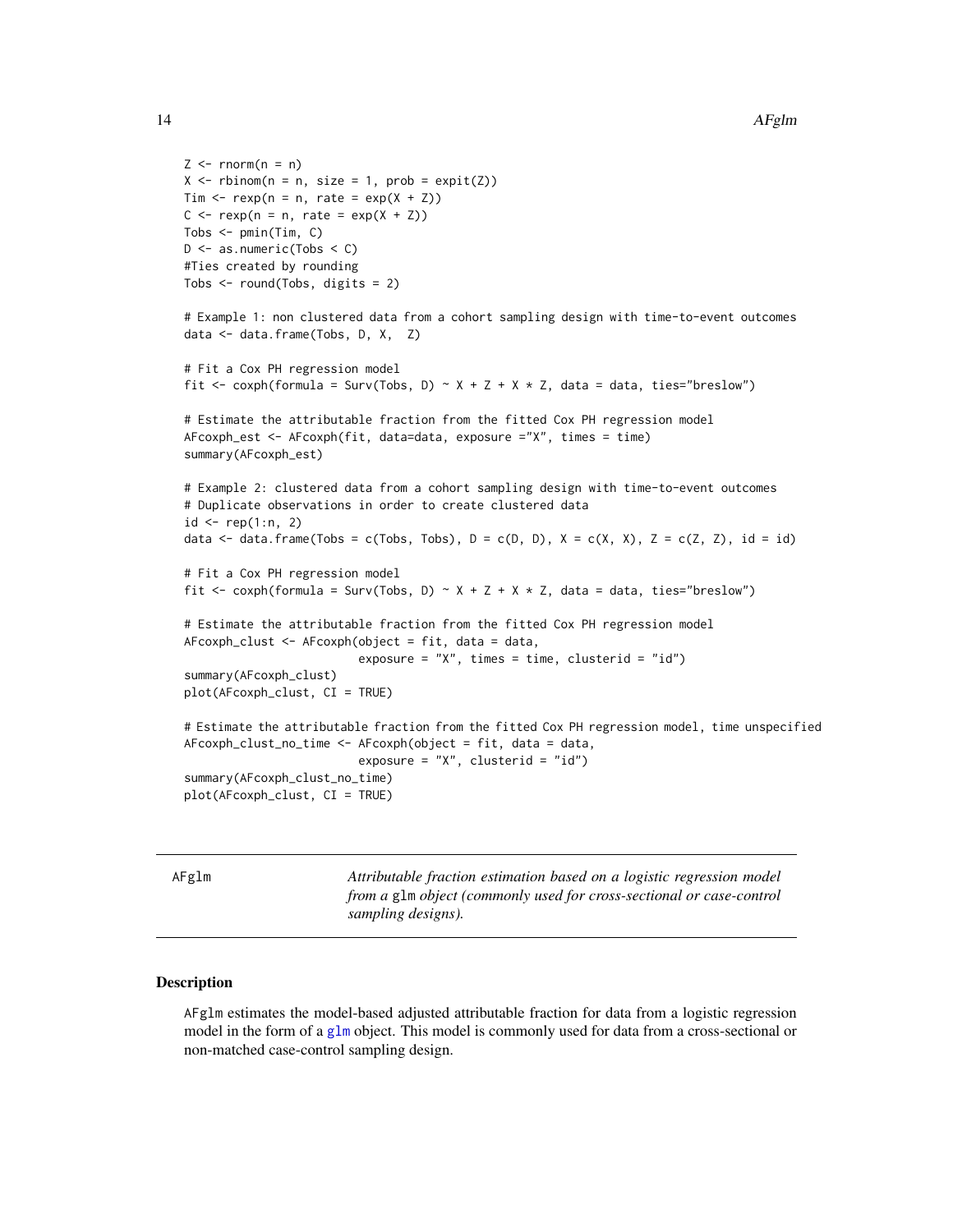```
Z <- rnorm(n = n)
X <- rbinom(n = n, size = 1, prob = expit(Z))
Tim <- rexp(n = n, rate = exp(X + Z))
C <- rexp(n = n, rate = exp(X + Z))
Tobs <- pmin(Tim, C)
D <- as.numeric(Tobs < C)
#Ties created by rounding
Tobs <- round(Tobs, digits = 2)

# Example 1: non clustered data from a cohort sampling design with time-to-event outcomes
data <- data.frame(Tobs, D, X,  Z)

# Fit a Cox PH regression model
fit <- coxph(formula = Surv(Tobs, D) ~ X + Z + X * Z, data = data, ties="breslow")

# Estimate the attributable fraction from the fitted Cox PH regression model
AFcoxph_est <- AFcoxph(fit, data=data, exposure ="X", times = time)
summary(AFcoxph_est)

# Example 2: clustered data from a cohort sampling design with time-to-event outcomes
# Duplicate observations in order to create clustered data
id <- rep(1:n, 2)
data <- data.frame(Tobs = c(Tobs, Tobs), D = c(D, D), X = c(X, X), Z = c(Z, Z), id = id)

# Fit a Cox PH regression model
fit <- coxph(formula = Surv(Tobs, D) ~ X + Z + X * Z, data = data, ties="breslow")

# Estimate the attributable fraction from the fitted Cox PH regression model
AFcoxph_clust <- AFcoxph(object = fit, data = data,
                         exposure = "X", times = time, clusterid = "id")
summary(AFcoxph_clust)
plot(AFcoxph_clust, CI = TRUE)

# Estimate the attributable fraction from the fitted Cox PH regression model, time unspecified
AFcoxph_clust_no_time <- AFcoxph(object = fit, data = data,
                         exposure = "X", clusterid = "id")
summary(AFcoxph_clust_no_time)
plot(AFcoxph_clust, CI = TRUE)
```

---

`AFglm` *Attributable fraction estimation based on a logistic regression model from a* `glm` *object (commonly used for cross-sectional or case-control sampling designs).*

---

## Description

`AFglm` estimates the model-based adjusted attributable fraction for data from a logistic regression model in the form of a `glm` object. This model is commonly used for data from a cross-sectional or non-matched case-control sampling design.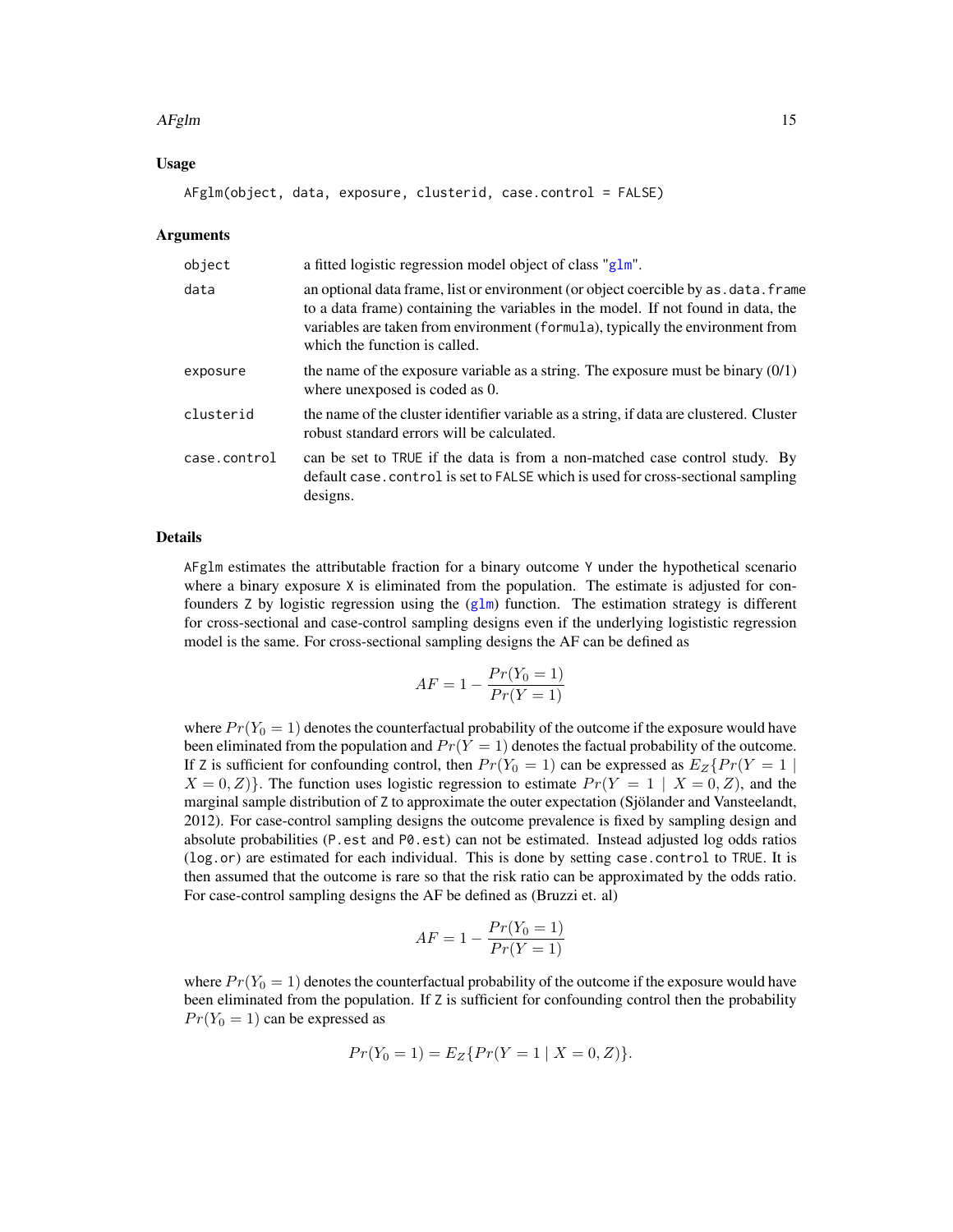### Usage

```
AFglm(object, data, exposure, clusterid, case.control = FALSE)
```

### Arguments

| | |
|---|---|
| `object` | a fitted logistic regression model object of class "`glm`". |
| `data` | an optional data frame, list or environment (or object coercible by `as.data.frame` to a data frame) containing the variables in the model. If not found in data, the variables are taken from environment (`formula`), typically the environment from which the function is called. |
| `exposure` | the name of the exposure variable as a string. The exposure must be binary (0/1) where unexposed is coded as 0. |
| `clusterid` | the name of the cluster identifier variable as a string, if data are clustered. Cluster robust standard errors will be calculated. |
| `case.control` | can be set to `TRUE` if the data is from a non-matched case control study. By default `case.control` is set to `FALSE` which is used for cross-sectional sampling designs. |

### Details

`AFglm` estimates the attributable fraction for a binary outcome `Y` under the hypothetical scenario where a binary exposure `X` is eliminated from the population. The estimate is adjusted for confounders `Z` by logistic regression using the (`glm`) function. The estimation strategy is different for cross-sectional and case-control sampling designs even if the underlying logististic regression model is the same. For cross-sectional sampling designs the AF can be defined as

$$AF = 1 - \frac{Pr(Y_0 = 1)}{Pr(Y = 1)}$$

where $Pr(Y_0 = 1)$ denotes the counterfactual probability of the outcome if the exposure would have been eliminated from the population and $Pr(Y = 1)$ denotes the factual probability of the outcome. If `Z` is sufficient for confounding control, then $Pr(Y_0 = 1)$ can be expressed as $E_Z\{Pr(Y = 1 \mid X = 0, Z)\}$. The function uses logistic regression to estimate $Pr(Y = 1 \mid X = 0, Z)$, and the marginal sample distribution of `Z` to approximate the outer expectation (Sjölander and Vansteelandt, 2012). For case-control sampling designs the outcome prevalence is fixed by sampling design and absolute probabilities (`P.est` and `P0.est`) can not be estimated. Instead adjusted log odds ratios (`log.or`) are estimated for each individual. This is done by setting `case.control` to `TRUE`. It is then assumed that the outcome is rare so that the risk ratio can be approximated by the odds ratio. For case-control sampling designs the AF be defined as (Bruzzi et. al)

$$AF = 1 - \frac{Pr(Y_0 = 1)}{Pr(Y = 1)}$$

where $Pr(Y_0 = 1)$ denotes the counterfactual probability of the outcome if the exposure would have been eliminated from the population. If `Z` is sufficient for confounding control then the probability $Pr(Y_0 = 1)$ can be expressed as

$$Pr(Y_0 = 1) = E_Z\{Pr(Y = 1 \mid X = 0, Z)\}.$$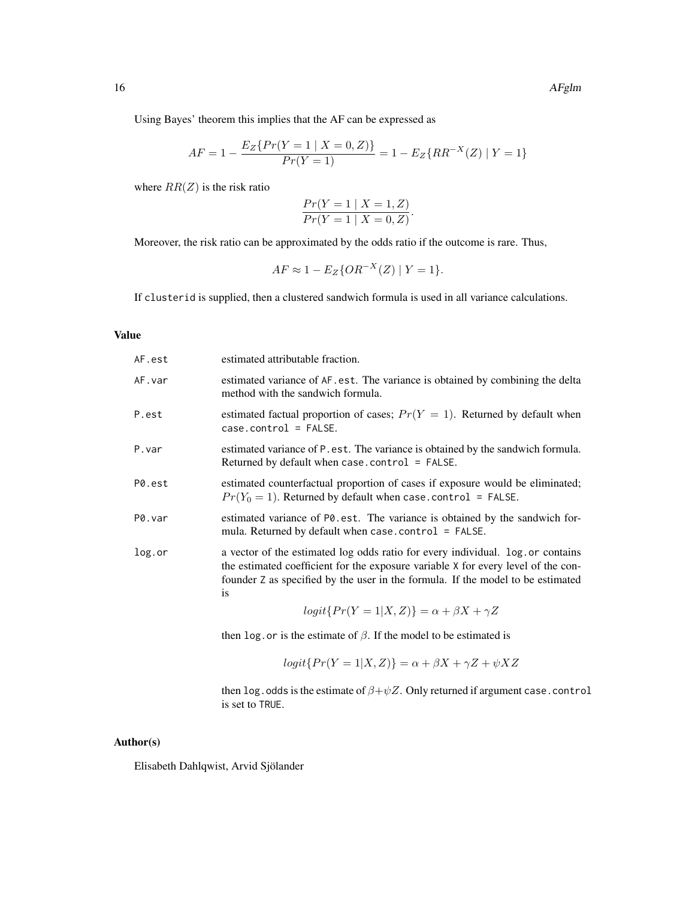Using Bayes' theorem this implies that the AF can be expressed as

$$AF = 1 - \frac{E_Z\{Pr(Y = 1 \mid X = 0, Z)\}}{Pr(Y = 1)} = 1 - E_Z\{RR^{-X}(Z) \mid Y = 1\}$$

where $RR(Z)$ is the risk ratio

$$\frac{Pr(Y = 1 \mid X = 1, Z)}{Pr(Y = 1 \mid X = 0, Z)}.$$

Moreover, the risk ratio can be approximated by the odds ratio if the outcome is rare. Thus,

$$AF \approx 1 - E_Z\{OR^{-X}(Z) \mid Y = 1\}.$$

If `clusterid` is supplied, then a clustered sandwich formula is used in all variance calculations.

## Value

- `AF.est` estimated attributable fraction.
- `AF.var` estimated variance of `AF.est`. The variance is obtained by combining the delta method with the sandwich formula.
- `P.est` estimated factual proportion of cases; $Pr(Y = 1)$. Returned by default when `case.control = FALSE`.
- `P.var` estimated variance of `P.est`. The variance is obtained by the sandwich formula. Returned by default when `case.control = FALSE`.
- `P0.est` estimated counterfactual proportion of cases if exposure would be eliminated; $Pr(Y_0 = 1)$. Returned by default when `case.control = FALSE`.
- `P0.var` estimated variance of `P0.est`. The variance is obtained by the sandwich formula. Returned by default when `case.control = FALSE`.
- `log.or` a vector of the estimated log odds ratio for every individual. `log.or` contains the estimated coefficient for the exposure variable `X` for every level of the confounder `Z` as specified by the user in the formula. If the model to be estimated is

$$logit\{Pr(Y = 1|X, Z)\} = \alpha + \beta X + \gamma Z$$

then `log.or` is the estimate of $\beta$. If the model to be estimated is

$$logit\{Pr(Y = 1|X, Z)\} = \alpha + \beta X + \gamma Z + \psi XZ$$

then `log.odds` is the estimate of $\beta + \psi Z$. Only returned if argument `case.control` is set to `TRUE`.

## Author(s)

Elisabeth Dahlqwist, Arvid Sjölander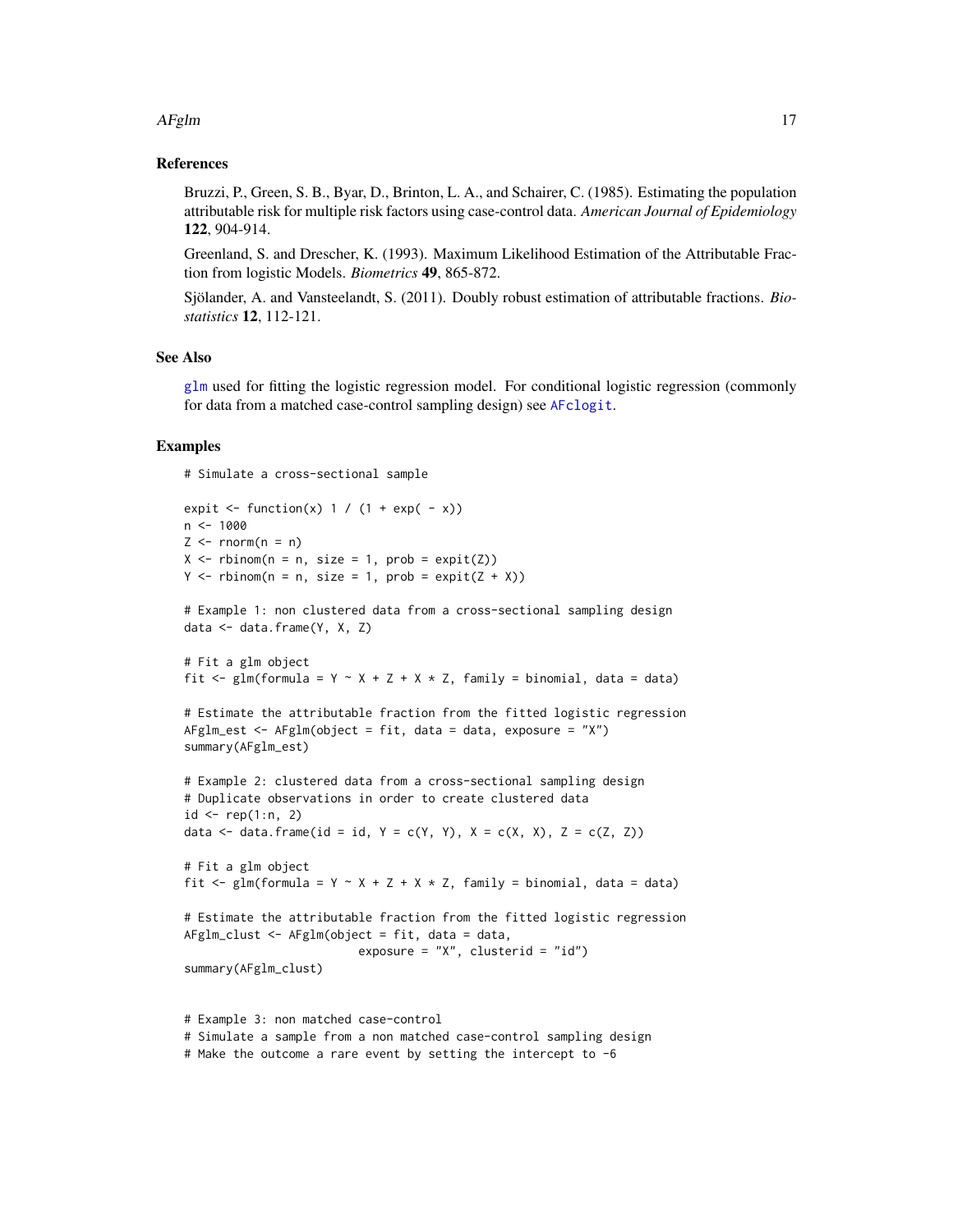### References

Bruzzi, P., Green, S. B., Byar, D., Brinton, L. A., and Schairer, C. (1985). Estimating the population attributable risk for multiple risk factors using case-control data. *American Journal of Epidemiology* **122**, 904-914.

Greenland, S. and Drescher, K. (1993). Maximum Likelihood Estimation of the Attributable Fraction from logistic Models. *Biometrics* **49**, 865-872.

Sjölander, A. and Vansteelandt, S. (2011). Doubly robust estimation of attributable fractions. *Biostatistics* **12**, 112-121.

### See Also

`glm` used for fitting the logistic regression model. For conditional logistic regression (commonly for data from a matched case-control sampling design) see `AFclogit`.

### Examples

```
# Simulate a cross-sectional sample

expit <- function(x) 1 / (1 + exp( - x))
n <- 1000
Z <- rnorm(n = n)
X <- rbinom(n = n, size = 1, prob = expit(Z))
Y <- rbinom(n = n, size = 1, prob = expit(Z + X))

# Example 1: non clustered data from a cross-sectional sampling design
data <- data.frame(Y, X, Z)

# Fit a glm object
fit <- glm(formula = Y ~ X + Z + X * Z, family = binomial, data = data)

# Estimate the attributable fraction from the fitted logistic regression
AFglm_est <- AFglm(object = fit, data = data, exposure = "X")
summary(AFglm_est)

# Example 2: clustered data from a cross-sectional sampling design
# Duplicate observations in order to create clustered data
id <- rep(1:n, 2)
data <- data.frame(id = id, Y = c(Y, Y), X = c(X, X), Z = c(Z, Z))

# Fit a glm object
fit <- glm(formula = Y ~ X + Z + X * Z, family = binomial, data = data)

# Estimate the attributable fraction from the fitted logistic regression
AFglm_clust <- AFglm(object = fit, data = data,
                         exposure = "X", clusterid = "id")
summary(AFglm_clust)


# Example 3: non matched case-control
# Simulate a sample from a non matched case-control sampling design
# Make the outcome a rare event by setting the intercept to -6
```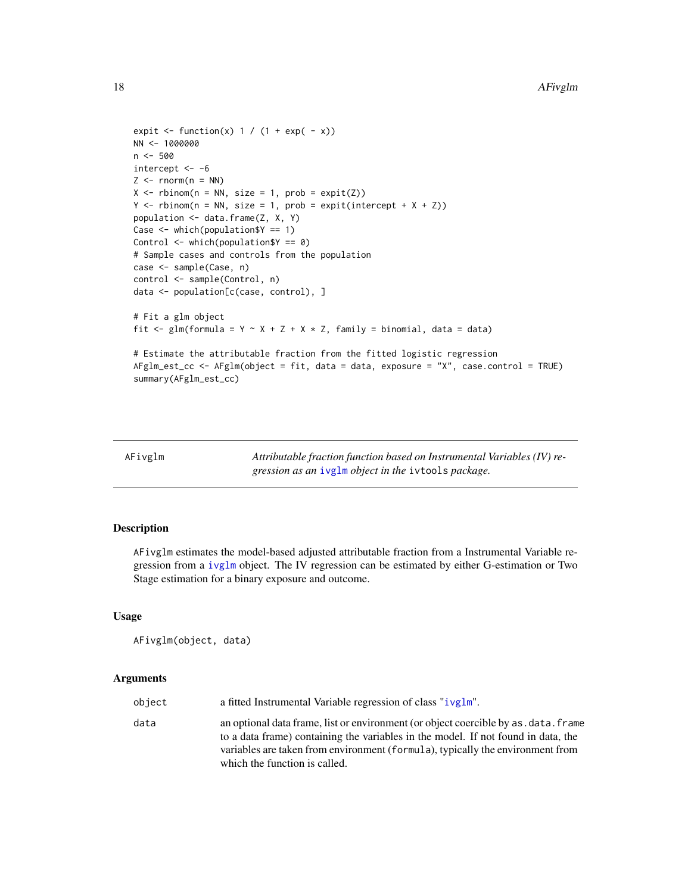```
expit <- function(x) 1 / (1 + exp( - x))
NN <- 1000000
n <- 500
intercept <- -6
Z <- rnorm(n = NN)
X <- rbinom(n = NN, size = 1, prob = expit(Z))
Y <- rbinom(n = NN, size = 1, prob = expit(intercept + X + Z))
population <- data.frame(Z, X, Y)
Case <- which(population$Y == 1)
Control <- which(population$Y == 0)
# Sample cases and controls from the population
case <- sample(Case, n)
control <- sample(Control, n)
data <- population[c(case, control), ]

# Fit a glm object
fit <- glm(formula = Y ~ X + Z + X * Z, family = binomial, data = data)

# Estimate the attributable fraction from the fitted logistic regression
AFglm_est_cc <- AFglm(object = fit, data = data, exposure = "X", case.control = TRUE)
summary(AFglm_est_cc)
```

---

## AFivglm — *Attributable fraction function based on Instrumental Variables (IV) regression as an ivglm object in the ivtools package.*

---

### Description

AFivglm estimates the model-based adjusted attributable fraction from a Instrumental Variable regression from a ivglm object. The IV regression can be estimated by either G-estimation or Two Stage estimation for a binary exposure and outcome.

### Usage

```
AFivglm(object, data)
```

### Arguments

| | |
|---|---|
| object | a fitted Instrumental Variable regression of class "ivglm". |
| data | an optional data frame, list or environment (or object coercible by as.data.frame to a data frame) containing the variables in the model. If not found in data, the variables are taken from environment (formula), typically the environment from which the function is called. |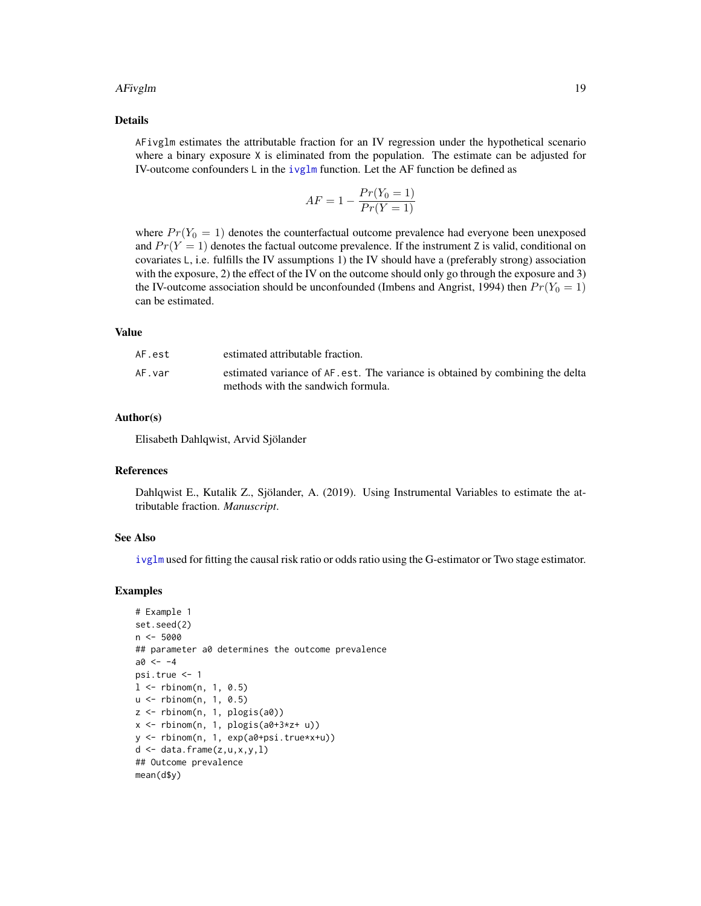## Details

`AFivglm` estimates the attributable fraction for an IV regression under the hypothetical scenario where a binary exposure `X` is eliminated from the population. The estimate can be adjusted for IV-outcome confounders `L` in the `ivglm` function. Let the AF function be defined as

$$AF = 1 - \frac{Pr(Y_0 = 1)}{Pr(Y = 1)}$$

where $Pr(Y_0 = 1)$ denotes the counterfactual outcome prevalence had everyone been unexposed and $Pr(Y = 1)$ denotes the factual outcome prevalence. If the instrument `Z` is valid, conditional on covariates `L`, i.e. fulfills the IV assumptions 1) the IV should have a (preferably strong) association with the exposure, 2) the effect of the IV on the outcome should only go through the exposure and 3) the IV-outcome association should be unconfounded (Imbens and Angrist, 1994) then $Pr(Y_0 = 1)$ can be estimated.

## Value

| | |
|---|---|
| `AF.est` | estimated attributable fraction. |
| `AF.var` | estimated variance of `AF.est`. The variance is obtained by combining the delta methods with the sandwich formula. |

## Author(s)

Elisabeth Dahlqwist, Arvid Sjölander

## References

Dahlqwist E., Kutalik Z., Sjölander, A. (2019). Using Instrumental Variables to estimate the attributable fraction. *Manuscript*.

## See Also

`ivglm` used for fitting the causal risk ratio or odds ratio using the G-estimator or Two stage estimator.

## Examples

```
# Example 1
set.seed(2)
n <- 5000
## parameter a0 determines the outcome prevalence
a0 <- -4
psi.true <- 1
l <- rbinom(n, 1, 0.5)
u <- rbinom(n, 1, 0.5)
z <- rbinom(n, 1, plogis(a0))
x <- rbinom(n, 1, plogis(a0+3*z+ u))
y <- rbinom(n, 1, exp(a0+psi.true*x+u))
d <- data.frame(z,u,x,y,l)
## Outcome prevalence
mean(d$y)
```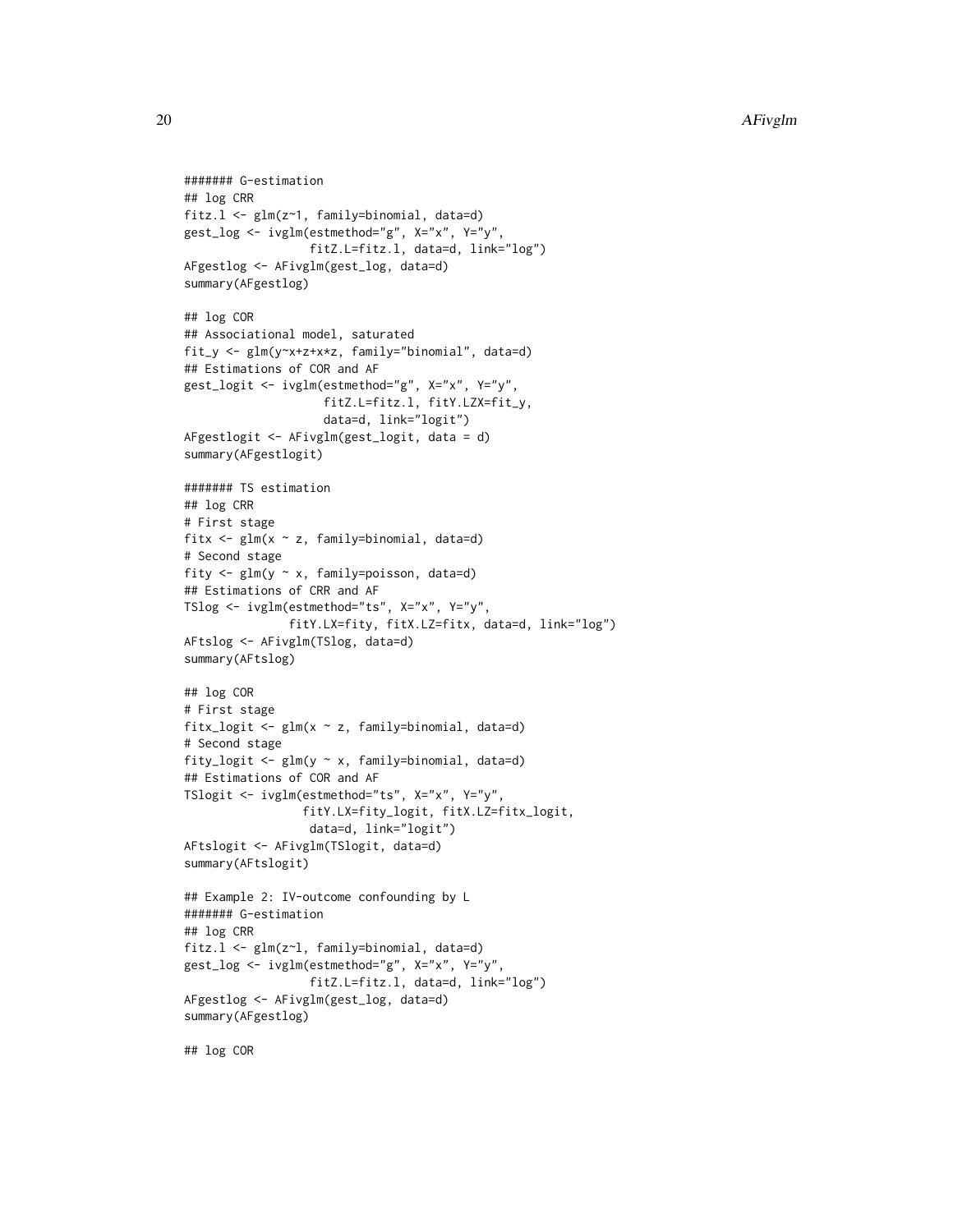```
####### G-estimation
## log CRR
fitz.l <- glm(z~1, family=binomial, data=d)
gest_log <- ivglm(estmethod="g", X="x", Y="y",
                  fitZ.L=fitz.l, data=d, link="log")
AFgestlog <- AFivglm(gest_log, data=d)
summary(AFgestlog)

## log COR
## Associational model, saturated
fit_y <- glm(y~x+z+x*z, family="binomial", data=d)
## Estimations of COR and AF
gest_logit <- ivglm(estmethod="g", X="x", Y="y",
                    fitZ.L=fitz.l, fitY.LZX=fit_y,
                    data=d, link="logit")
AFgestlogit <- AFivglm(gest_logit, data = d)
summary(AFgestlogit)

####### TS estimation
## log CRR
# First stage
fitx <- glm(x ~ z, family=binomial, data=d)
# Second stage
fity <- glm(y ~ x, family=poisson, data=d)
## Estimations of CRR and AF
TSlog <- ivglm(estmethod="ts", X="x", Y="y",
               fitY.LX=fity, fitX.LZ=fitx, data=d, link="log")
AFtslog <- AFivglm(TSlog, data=d)
summary(AFtslog)

## log COR
# First stage
fitx_logit <- glm(x ~ z, family=binomial, data=d)
# Second stage
fity_logit <- glm(y ~ x, family=binomial, data=d)
## Estimations of COR and AF
TSlogit <- ivglm(estmethod="ts", X="x", Y="y",
                 fitY.LX=fity_logit, fitX.LZ=fitx_logit,
                  data=d, link="logit")
AFtslogit <- AFivglm(TSlogit, data=d)
summary(AFtslogit)

## Example 2: IV-outcome confounding by L
####### G-estimation
## log CRR
fitz.l <- glm(z~l, family=binomial, data=d)
gest_log <- ivglm(estmethod="g", X="x", Y="y",
                  fitZ.L=fitz.l, data=d, link="log")
AFgestlog <- AFivglm(gest_log, data=d)
summary(AFgestlog)

## log COR
```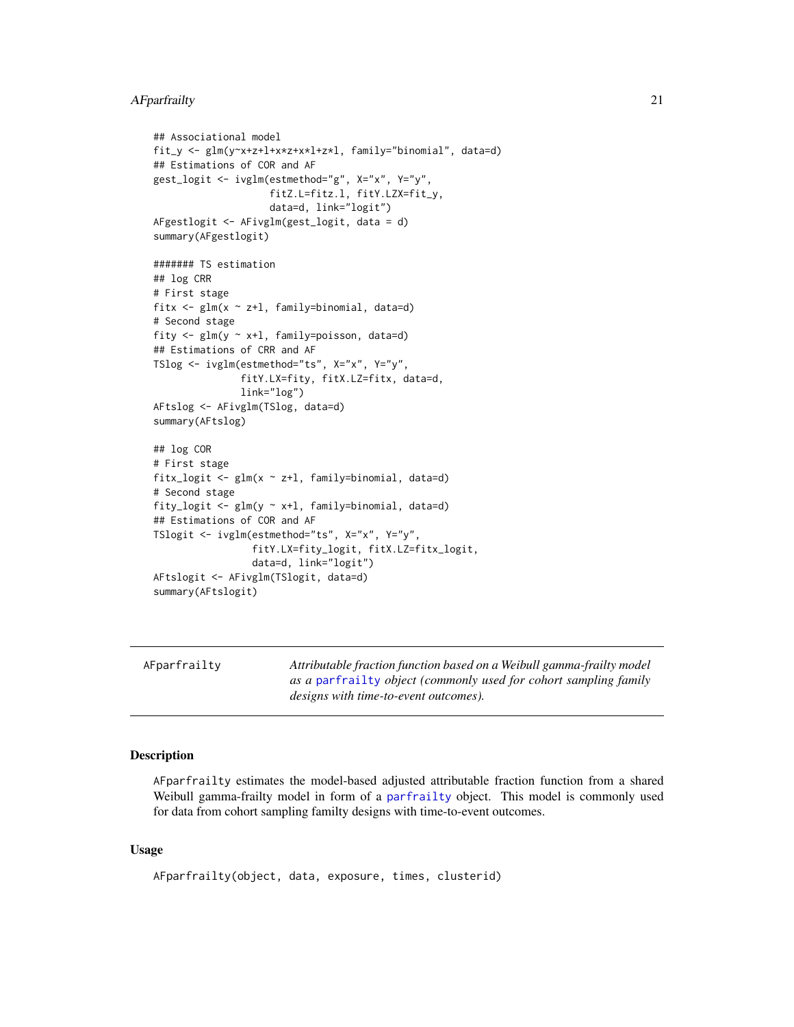```
## Associational model
fit_y <- glm(y~x+z+l+x*z+x*l+z*l, family="binomial", data=d)
## Estimations of COR and AF
gest_logit <- ivglm(estmethod="g", X="x", Y="y",
                    fitZ.L=fitz.l, fitY.LZX=fit_y,
                    data=d, link="logit")
AFgestlogit <- AFivglm(gest_logit, data = d)
summary(AFgestlogit)

####### TS estimation
## log CRR
# First stage
fitx <- glm(x ~ z+l, family=binomial, data=d)
# Second stage
fity <- glm(y ~ x+l, family=poisson, data=d)
## Estimations of CRR and AF
TSlog <- ivglm(estmethod="ts", X="x", Y="y",
               fitY.LX=fity, fitX.LZ=fitx, data=d,
               link="log")
AFtslog <- AFivglm(TSlog, data=d)
summary(AFtslog)

## log COR
# First stage
fitx_logit <- glm(x ~ z+l, family=binomial, data=d)
# Second stage
fity_logit <- glm(y ~ x+l, family=binomial, data=d)
## Estimations of COR and AF
TSlogit <- ivglm(estmethod="ts", X="x", Y="y",
                 fitY.LX=fity_logit, fitX.LZ=fitx_logit,
                 data=d, link="logit")
AFtslogit <- AFivglm(TSlogit, data=d)
summary(AFtslogit)
```

---

`AFparfrailty` — *Attributable fraction function based on a Weibull gamma-frailty model as a* `parfrailty` *object (commonly used for cohort sampling family designs with time-to-event outcomes).*

---

### Description

`AFparfrailty` estimates the model-based adjusted attributable fraction function from a shared Weibull gamma-frailty model in form of a `parfrailty` object. This model is commonly used for data from cohort sampling familty designs with time-to-event outcomes.

### Usage

```
AFparfrailty(object, data, exposure, times, clusterid)
```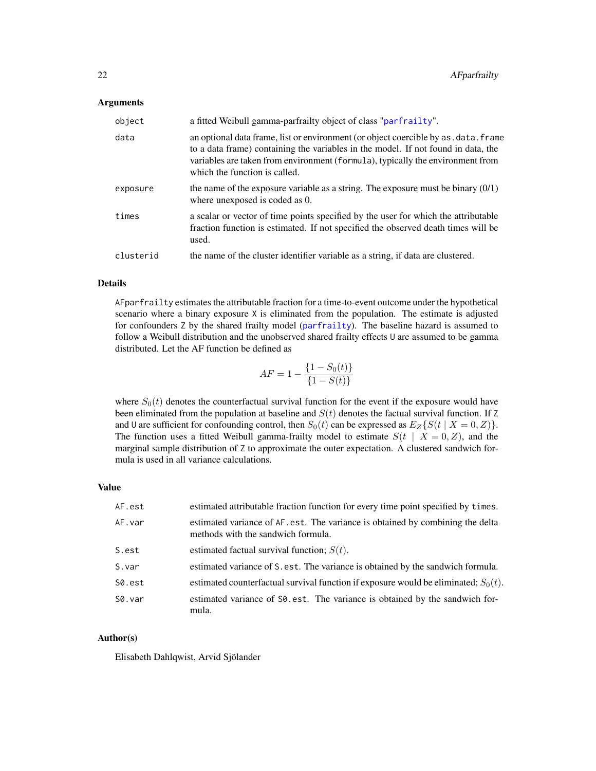### Arguments

| | |
|---|---|
| `object` | a fitted Weibull gamma-parfrailty object of class "parfrailty". |
| `data` | an optional data frame, list or environment (or object coercible by `as.data.frame` to a data frame) containing the variables in the model. If not found in data, the variables are taken from environment (`formula`), typically the environment from which the function is called. |
| `exposure` | the name of the exposure variable as a string. The exposure must be binary (0/1) where unexposed is coded as 0. |
| `times` | a scalar or vector of time points specified by the user for which the attributable fraction function is estimated. If not specified the observed death times will be used. |
| `clusterid` | the name of the cluster identifier variable as a string, if data are clustered. |

### Details

`AFparfrailty` estimates the attributable fraction for a time-to-event outcome under the hypothetical scenario where a binary exposure `X` is eliminated from the population. The estimate is adjusted for confounders `Z` by the shared frailty model (parfrailty). The baseline hazard is assumed to follow a Weibull distribution and the unobserved shared frailty effects `U` are assumed to be gamma distributed. Let the AF function be defined as

$$AF = 1 - \frac{\{1 - S_0(t)\}}{\{1 - S(t)\}}$$

where $S_0(t)$ denotes the counterfactual survival function for the event if the exposure would have been eliminated from the population at baseline and $S(t)$ denotes the factual survival function. If `Z` and `U` are sufficient for confounding control, then $S_0(t)$ can be expressed as $E_Z\{S(t \mid X = 0, Z)\}$. The function uses a fitted Weibull gamma-frailty model to estimate $S(t \mid X = 0, Z)$, and the marginal sample distribution of `Z` to approximate the outer expectation. A clustered sandwich formula is used in all variance calculations.

### Value

| | |
|---|---|
| `AF.est` | estimated attributable fraction function for every time point specified by `times`. |
| `AF.var` | estimated variance of `AF.est`. The variance is obtained by combining the delta methods with the sandwich formula. |
| `S.est` | estimated factual survival function; $S(t)$. |
| `S.var` | estimated variance of `S.est`. The variance is obtained by the sandwich formula. |
| `S0.est` | estimated counterfactual survival function if exposure would be eliminated; $S_0(t)$. |
| `S0.var` | estimated variance of `S0.est`. The variance is obtained by the sandwich formula. |

### Author(s)

Elisabeth Dahlqwist, Arvid Sjölander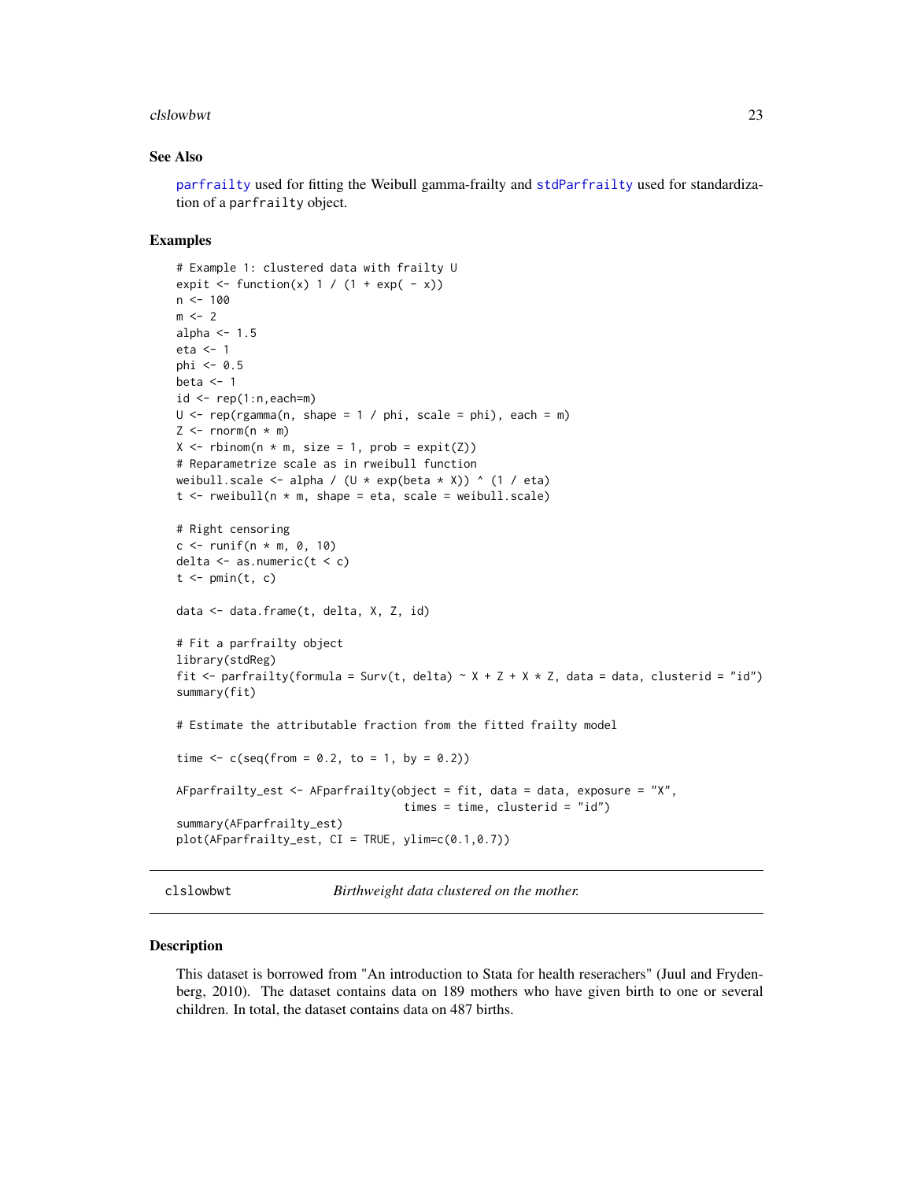## See Also

parfrailty used for fitting the Weibull gamma-frailty and stdParfrailty used for standardization of a parfrailty object.

## Examples

```
# Example 1: clustered data with frailty U
expit <- function(x) 1 / (1 + exp( - x))
n <- 100
m <- 2
alpha <- 1.5
eta <- 1
phi <- 0.5
beta <- 1
id <- rep(1:n,each=m)
U <- rep(rgamma(n, shape = 1 / phi, scale = phi), each = m)
Z <- rnorm(n * m)
X <- rbinom(n * m, size = 1, prob = expit(Z))
# Reparametrize scale as in rweibull function
weibull.scale <- alpha / (U * exp(beta * X)) ^ (1 / eta)
t <- rweibull(n * m, shape = eta, scale = weibull.scale)

# Right censoring
c <- runif(n * m, 0, 10)
delta <- as.numeric(t < c)
t <- pmin(t, c)

data <- data.frame(t, delta, X, Z, id)

# Fit a parfrailty object
library(stdReg)
fit <- parfrailty(formula = Surv(t, delta) ~ X + Z + X * Z, data = data, clusterid = "id")
summary(fit)

# Estimate the attributable fraction from the fitted frailty model

time <- c(seq(from = 0.2, to = 1, by = 0.2))

AFparfrailty_est <- AFparfrailty(object = fit, data = data, exposure = "X",
                                 times = time, clusterid = "id")
summary(AFparfrailty_est)
plot(AFparfrailty_est, CI = TRUE, ylim=c(0.1,0.7))
```

# clslowbwt — *Birthweight data clustered on the mother.*

## Description

This dataset is borrowed from "An introduction to Stata for health reseracher" (Juul and Frydenberg, 2010). The dataset contains data on 189 mothers who have given birth to one or several children. In total, the dataset contains data on 487 births.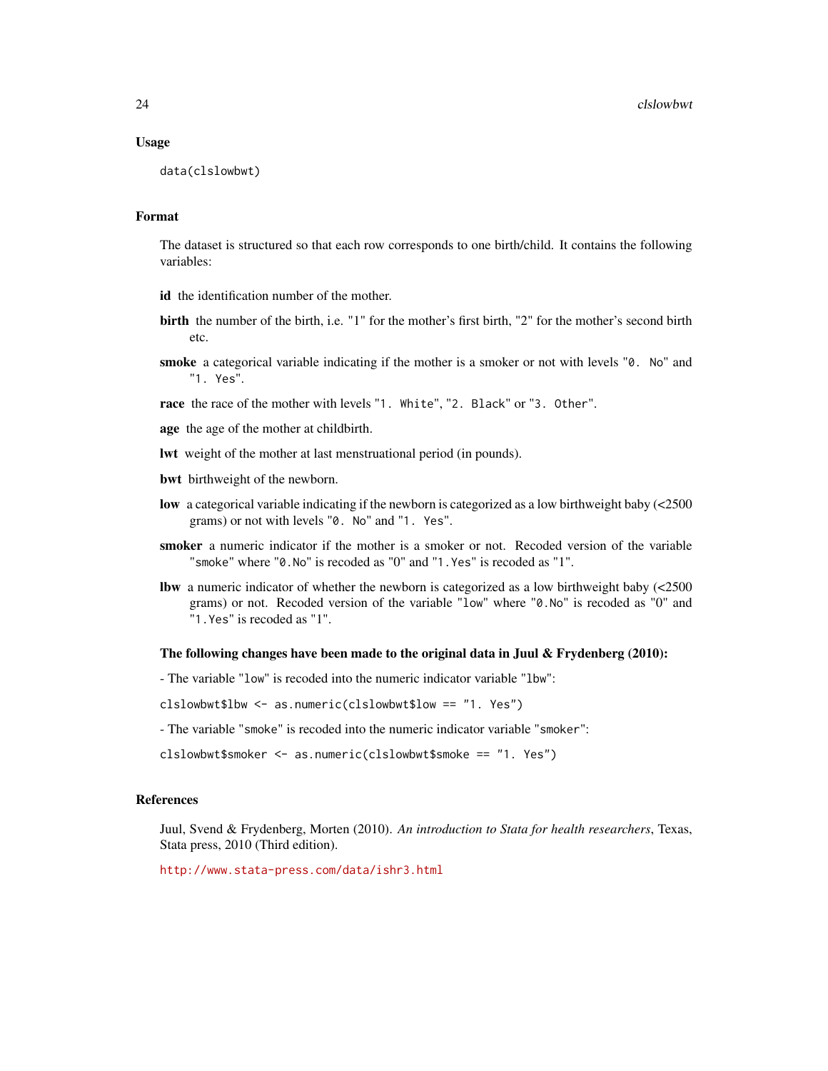## Usage

```
data(clslowbwt)
```

## Format

The dataset is structured so that each row corresponds to one birth/child. It contains the following variables:

**id** the identification number of the mother.

**birth** the number of the birth, i.e. "1" for the mother's first birth, "2" for the mother's second birth etc.

**smoke** a categorical variable indicating if the mother is a smoker or not with levels "`0. No`" and "`1. Yes`".

**race** the race of the mother with levels "`1. White`", "`2. Black`" or "`3. Other`".

**age** the age of the mother at childbirth.

**lwt** weight of the mother at last menstruational period (in pounds).

**bwt** birthweight of the newborn.

**low** a categorical variable indicating if the newborn is categorized as a low birthweight baby (<2500 grams) or not with levels "`0. No`" and "`1. Yes`".

**smoker** a numeric indicator if the mother is a smoker or not. Recoded version of the variable "`smoke`" where "`0.No`" is recoded as "0" and "`1.Yes`" is recoded as "1".

**lbw** a numeric indicator of whether the newborn is categorized as a low birthweight baby (<2500 grams) or not. Recoded version of the variable "`low`" where "`0.No`" is recoded as "0" and "`1.Yes`" is recoded as "1".

### The following changes have been made to the original data in Juul & Frydenberg (2010):

- The variable "`low`" is recoded into the numeric indicator variable "`lbw`":

```
clslowbwt$lbw <- as.numeric(clslowbwt$low == "1. Yes")
```

- The variable "`smoke`" is recoded into the numeric indicator variable "`smoker`":

```
clslowbwt$smoker <- as.numeric(clslowbwt$smoke == "1. Yes")
```

## References

Juul, Svend & Frydenberg, Morten (2010). *An introduction to Stata for health researchers*, Texas, Stata press, 2010 (Third edition).

http://www.stata-press.com/data/ishr3.html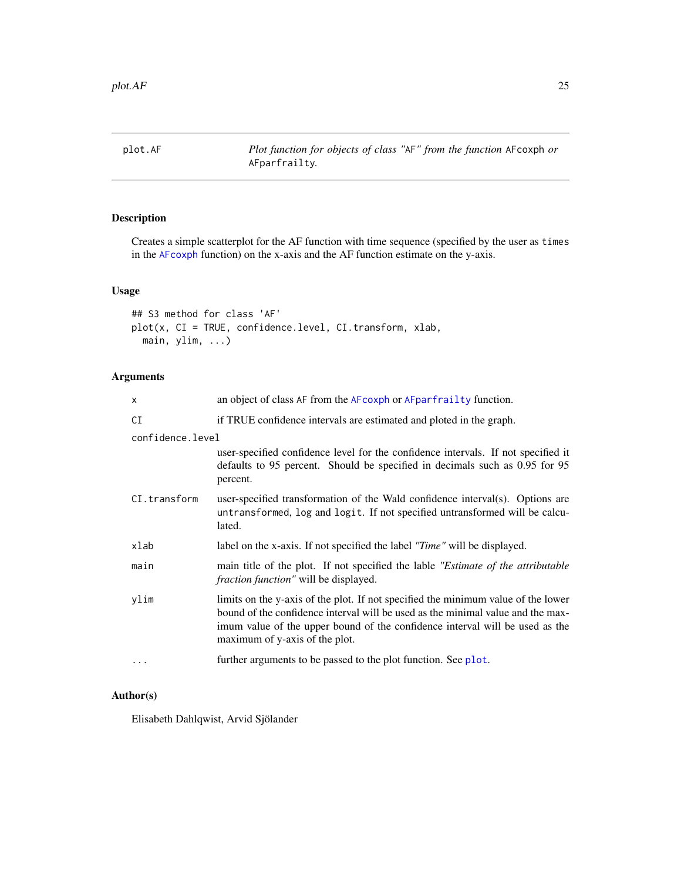`plot.AF` *Plot function for objects of class "AF" from the function* `AFcoxph` *or* `AFparfrailty`*.*

## Description

Creates a simple scatterplot for the AF function with time sequence (specified by the user as `times` in the `AFcoxph` function) on the x-axis and the AF function estimate on the y-axis.

## Usage

```
## S3 method for class 'AF'
plot(x, CI = TRUE, confidence.level, CI.transform, xlab,
  main, ylim, ...)
```

## Arguments

| | |
|---|---|
| `x` | an object of class AF from the `AFcoxph` or `AFparfrailty` function. |
| `CI` | if TRUE confidence intervals are estimated and ploted in the graph. |
| `confidence.level` | user-specified confidence level for the confidence intervals. If not specified it defaults to 95 percent. Should be specified in decimals such as 0.95 for 95 percent. |
| `CI.transform` | user-specified transformation of the Wald confidence interval(s). Options are `untransformed`, `log` and `logit`. If not specified untransformed will be calculated. |
| `xlab` | label on the x-axis. If not specified the label *"Time"* will be displayed. |
| `main` | main title of the plot. If not specified the lable *"Estimate of the attributable fraction function"* will be displayed. |
| `ylim` | limits on the y-axis of the plot. If not specified the minimum value of the lower bound of the confidence interval will be used as the minimal value and the maximum value of the upper bound of the confidence interval will be used as the maximum of y-axis of the plot. |
| `...` | further arguments to be passed to the plot function. See `plot`. |

## Author(s)

Elisabeth Dahlqwist, Arvid Sjölander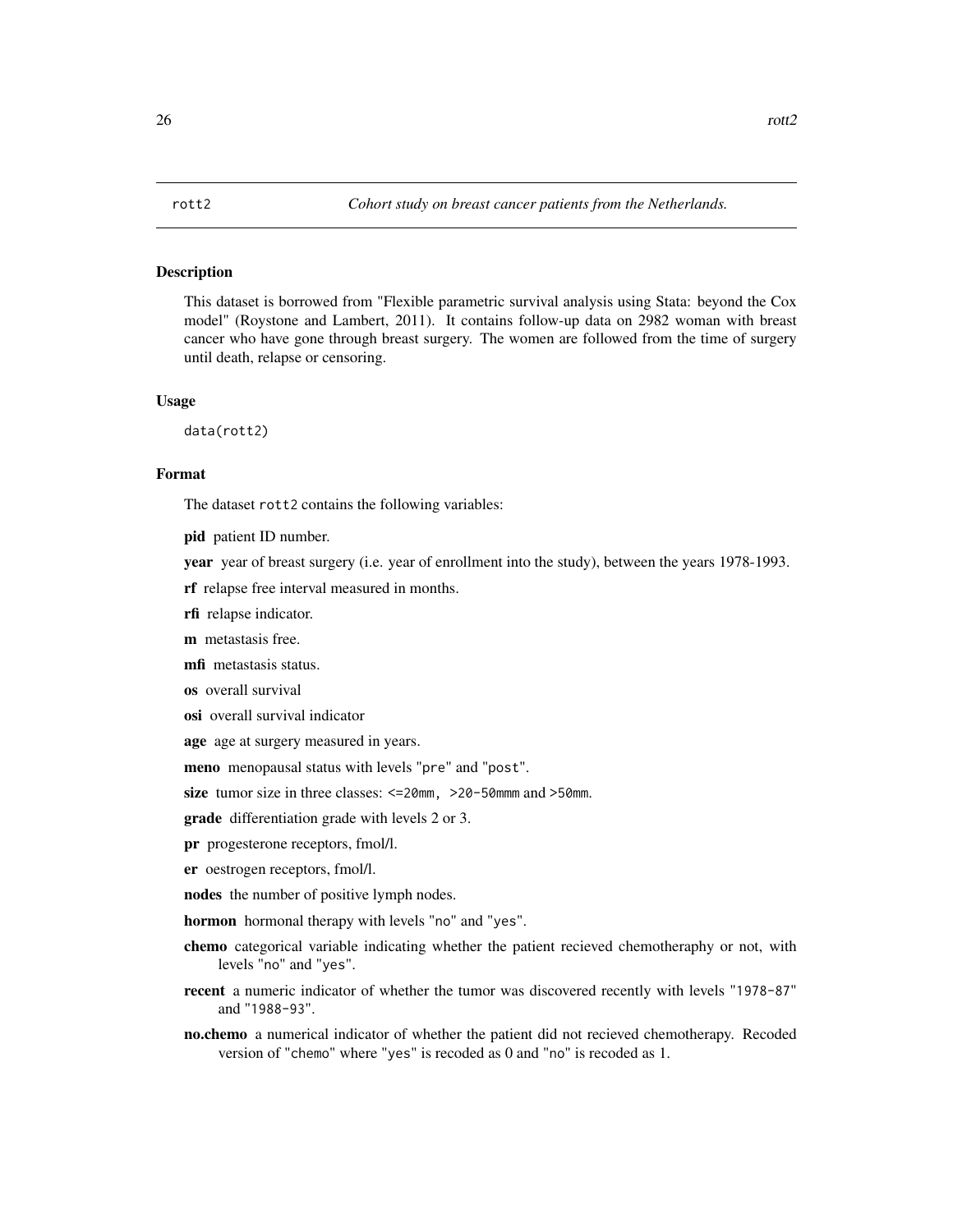rott2 *Cohort study on breast cancer patients from the Netherlands.*

## Description

This dataset is borrowed from "Flexible parametric survival analysis using Stata: beyond the Cox model" (Roystone and Lambert, 2011). It contains follow-up data on 2982 woman with breast cancer who have gone through breast surgery. The women are followed from the time of surgery until death, relapse or censoring.

## Usage

```
data(rott2)
```

## Format

The dataset `rott2` contains the following variables:

**pid** patient ID number.

**year** year of breast surgery (i.e. year of enrollment into the study), between the years 1978-1993.

**rf** relapse free interval measured in months.

**rfi** relapse indicator.

**m** metastasis free.

**mfi** metastasis status.

**os** overall survival

**osi** overall survival indicator

**age** age at surgery measured in years.

**meno** menopausal status with levels "`pre`" and "`post`".

**size** tumor size in three classes: `<=20mm, >20-50mmm` and `>50mm`.

**grade** differentiation grade with levels 2 or 3.

**pr** progesterone receptors, fmol/l.

**er** oestrogen receptors, fmol/l.

**nodes** the number of positive lymph nodes.

**hormon** hormonal therapy with levels "`no`" and "`yes`".

**chemo** categorical variable indicating whether the patient recieved chemotheraphy or not, with levels "`no`" and "`yes`".

**recent** a numeric indicator of whether the tumor was discovered recently with levels "`1978-87`" and "`1988-93`".

**no.chemo** a numerical indicator of whether the patient did not recieved chemotherapy. Recoded version of "`chemo`" where "`yes`" is recoded as 0 and "`no`" is recoded as 1.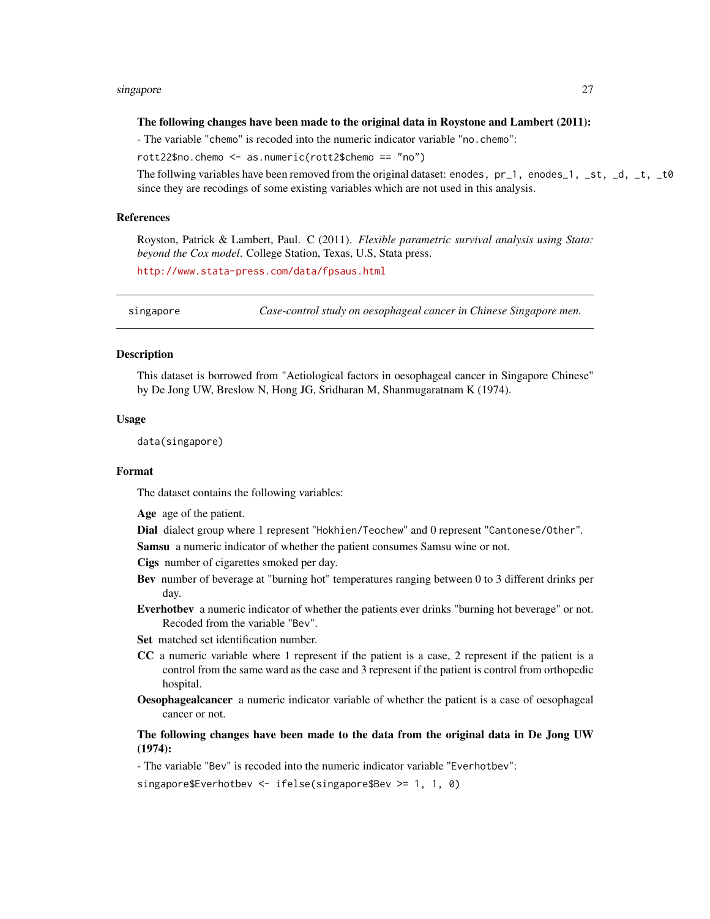**The following changes have been made to the original data in Roystone and Lambert (2011):**

- The variable "chemo" is recoded into the numeric indicator variable "no.chemo":

```
rott22$no.chemo <- as.numeric(rott2$chemo == "no")
```

The follwing variables have been removed from the original dataset: enodes, pr_1, enodes_1, _st, _d, _t, _t0 since they are recodings of some existing variables which are not used in this analysis.

### References

Royston, Patrick & Lambert, Paul. C (2011). *Flexible parametric survival analysis using Stata: beyond the Cox model*. College Station, Texas, U.S, Stata press.

http://www.stata-press.com/data/fpsaus.html

---

## singapore — *Case-control study on oesophageal cancer in Chinese Singapore men.*

---

### Description

This dataset is borrowed from "Aetiological factors in oesophageal cancer in Singapore Chinese" by De Jong UW, Breslow N, Hong JG, Sridharan M, Shanmugaratnam K (1974).

### Usage

```
data(singapore)
```

### Format

The dataset contains the following variables:

**Age** age of the patient.

**Dial** dialect group where 1 represent "Hokhien/Teochew" and 0 represent "Cantonese/Other".

**Samsu** a numeric indicator of whether the patient consumes Samsu wine or not.

**Cigs** number of cigarettes smoked per day.

**Bev** number of beverage at "burning hot" temperatures ranging between 0 to 3 different drinks per day.

**Everhotbev** a numeric indicator of whether the patients ever drinks "burning hot beverage" or not. Recoded from the variable "Bev".

**Set** matched set identification number.

**CC** a numeric variable where 1 represent if the patient is a case, 2 represent if the patient is a control from the same ward as the case and 3 represent if the patient is control from orthopedic hospital.

**Oesophagealcancer** a numeric indicator variable of whether the patient is a case of oesophageal cancer or not.

**The following changes have been made to the data from the original data in De Jong UW (1974):**

- The variable "Bev" is recoded into the numeric indicator variable "Everhotbev":

```
singapore$Everhotbev <- ifelse(singapore$Bev >= 1, 1, 0)
```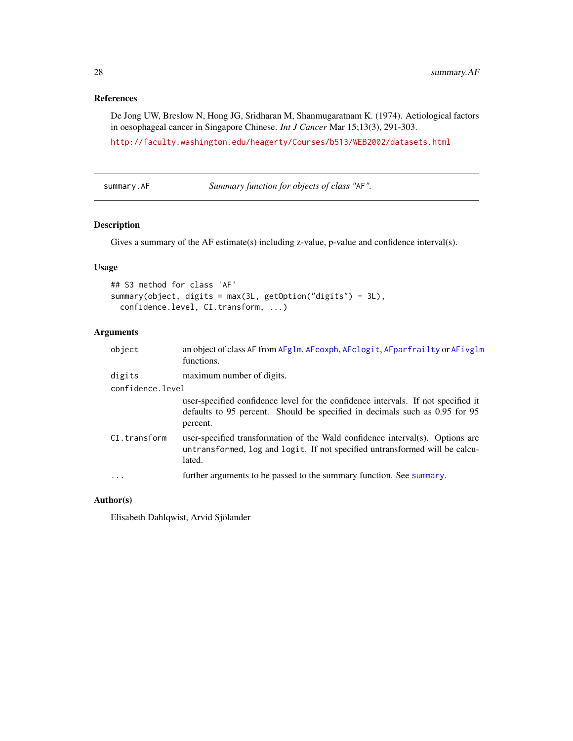## References

De Jong UW, Breslow N, Hong JG, Sridharan M, Shanmugaratnam K. (1974). Aetiological factors in oesophageal cancer in Singapore Chinese. *Int J Cancer* Mar 15;13(3), 291-303.

http://faculty.washington.edu/heagerty/Courses/b513/WEB2002/datasets.html

---

summary.AF — *Summary function for objects of class "AF".*

---

## Description

Gives a summary of the AF estimate(s) including z-value, p-value and confidence interval(s).

## Usage

```
## S3 method for class 'AF'
summary(object, digits = max(3L, getOption("digits") - 3L),
  confidence.level, CI.transform, ...)
```

## Arguments

| | |
|---|---|
| `object` | an object of class `AF` from `AFglm`, `AFcoxph`, `AFclogit`, `AFparfrailty` or `AFivglm` functions. |
| `digits` | maximum number of digits. |
| `confidence.level` | user-specified confidence level for the confidence intervals. If not specified it defaults to 95 percent. Should be specified in decimals such as 0.95 for 95 percent. |
| `CI.transform` | user-specified transformation of the Wald confidence interval(s). Options are `untransformed`, `log` and `logit`. If not specified untransformed will be calculated. |
| `...` | further arguments to be passed to the summary function. See `summary`. |

## Author(s)

Elisabeth Dahlqwist, Arvid Sjölander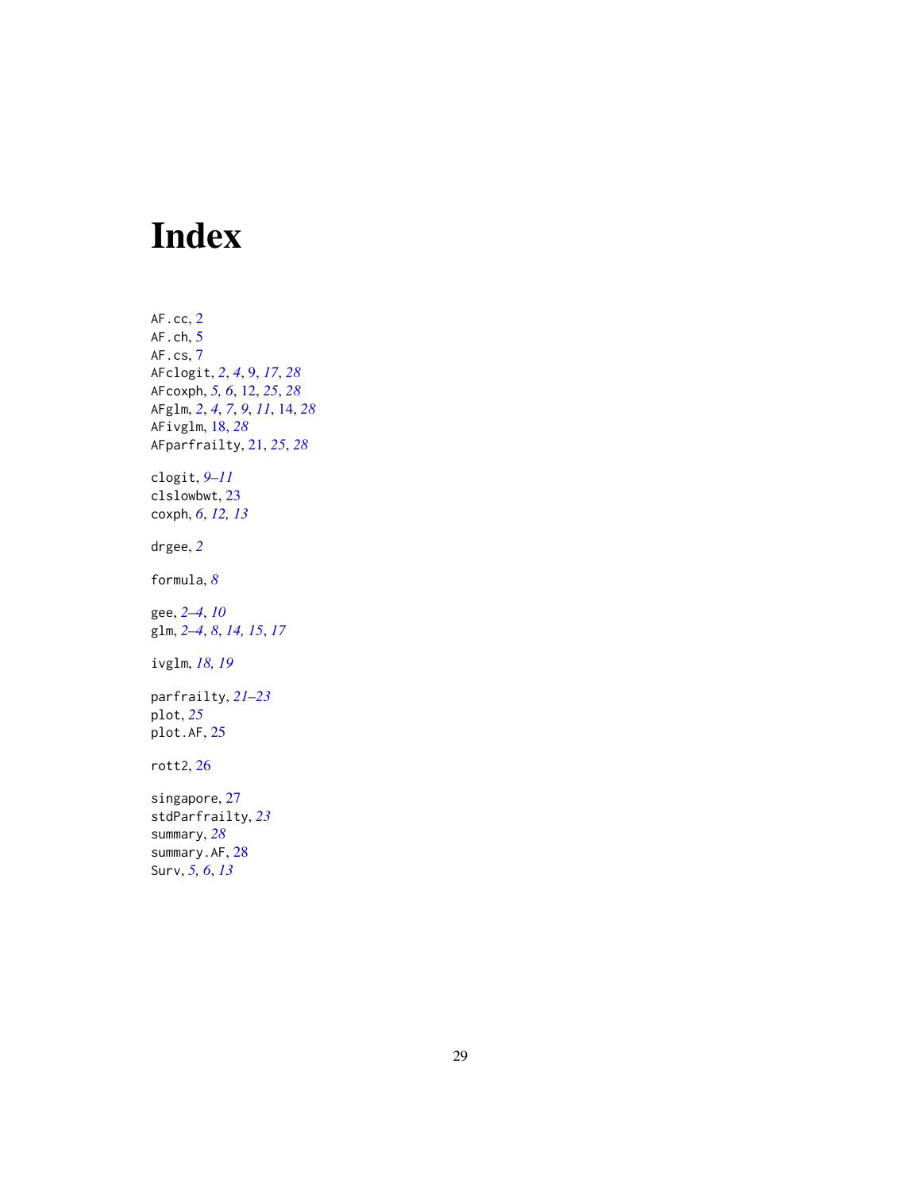# Index

AF.cc, 2
AF.ch, 5
AF.cs, 7
AFclogit, *2*, *4*, 9, *17*, *28*
AFcoxph, *5, 6*, 12, *25*, *28*
AFglm, *2*, *4*, *7*, *9*, *11*, 14, *28*
AFivglm, 18, *28*
AFparfrailty, 21, *25*, *28*

clogit, *9–11*
clslowbwt, 23
coxph, *6*, *12, 13*

drgee, *2*

formula, *8*

gee, *2–4*, *10*
glm, *2–4*, *8*, *14, 15*, *17*

ivglm, *18, 19*

parfrailty, *21–23*
plot, *25*
plot.AF, 25

rott2, 26

singapore, 27
stdParfrailty, *23*
summary, *28*
summary.AF, 28
Surv, *5, 6*, *13*